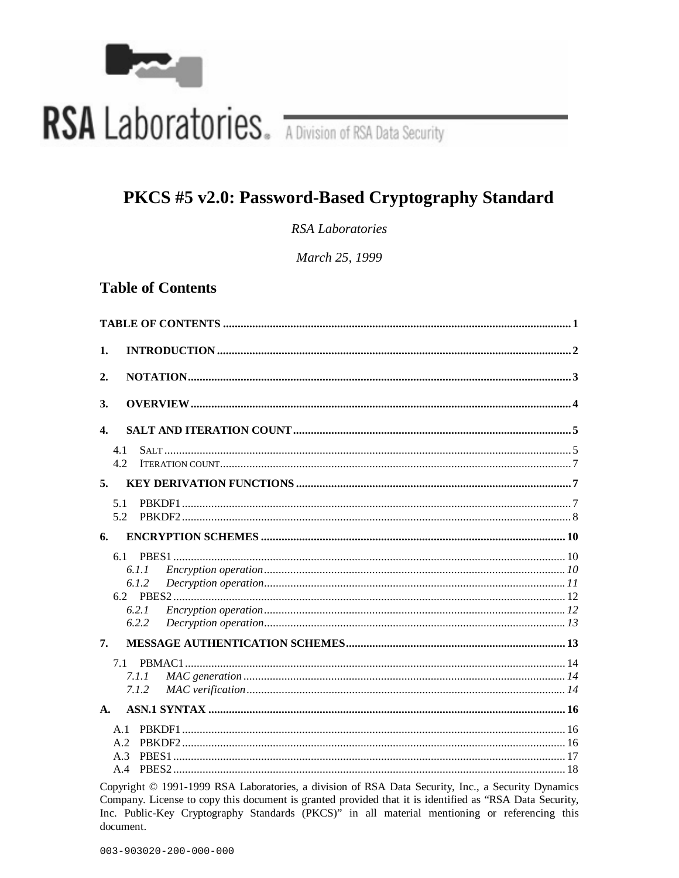RSA Laboratories. A Division of RSA Data Security

# PKCS #5 v2.0: Password-Based Cryptography Standard

*RSA Laboratories*

*March 25, 1999*

## Table of Contents

**TABLE OF CONTENTS** ..... 1

**1. INTRODUCTION** ..... 2

**2. NOTATION** ..... 3

**3. OVERVIEW** ..... 4

**4. SALT AND ITERATION COUNT** ..... 5

- 4.1 SALT ..... 5
- 4.2 ITERATION COUNT ..... 7

**5. KEY DERIVATION FUNCTIONS** ..... 7

- 5.1 PBKDF1 ..... 7
- 5.2 PBKDF2 ..... 8

**6. ENCRYPTION SCHEMES** ..... 10

- 6.1 PBES1 ..... 10
  - *6.1.1 Encryption operation* ..... *10*
  - *6.1.2 Decryption operation* ..... *11*
- 6.2 PBES2 ..... 12
  - *6.2.1 Encryption operation* ..... *12*
  - *6.2.2 Decryption operation* ..... *13*

**7. MESSAGE AUTHENTICATION SCHEMES** ..... 13

- 7.1 PBMAC1 ..... 14
  - *7.1.1 MAC generation* ..... *14*
  - *7.1.2 MAC verification* ..... *14*

**A. ASN.1 SYNTAX** ..... 16

- A.1 PBKDF1 ..... 16
- A.2 PBKDF2 ..... 16
- A.3 PBES1 ..... 17
- A.4 PBES2 ..... 18

Copyright © 1991-1999 RSA Laboratories, a division of RSA Data Security, Inc., a Security Dynamics Company. License to copy this document is granted provided that it is identified as "RSA Data Security, Inc. Public-Key Cryptography Standards (PKCS)" in all material mentioning or referencing this document.

003-903020-200-000-000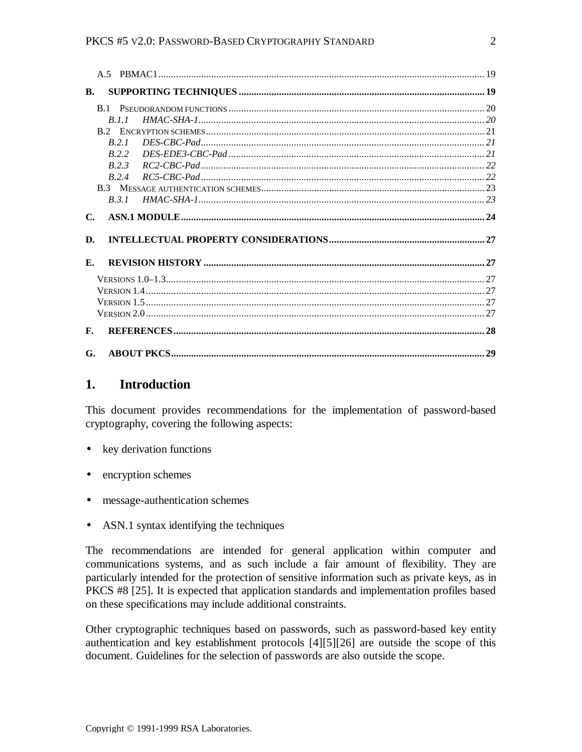A.5 PBMAC1 ........ 19

**B. SUPPORTING TECHNIQUES ........ 19**

B.1 PSEUDORANDOM FUNCTIONS ........ 20

*B.1.1 HMAC-SHA-1 ........ 20*

B.2 ENCRYPTION SCHEMES ........ 21

*B.2.1 DES-CBC-Pad ........ 21*

*B.2.2 DES-EDE3-CBC-Pad ........ 21*

*B.2.3 RC2-CBC-Pad ........ 22*

*B.2.4 RC5-CBC-Pad ........ 22*

B.3 MESSAGE AUTHENTICATION SCHEMES ........ 23

*B.3.1 HMAC-SHA-1 ........ 23*

**C. ASN.1 MODULE ........ 24**

**D. INTELLECTUAL PROPERTY CONSIDERATIONS ........ 27**

**E. REVISION HISTORY ........ 27**

VERSIONS 1.0–1.3 ........ 27

VERSION 1.4 ........ 27

VERSION 1.5 ........ 27

VERSION 2.0 ........ 27

**F. REFERENCES ........ 28**

**G. ABOUT PKCS ........ 29**

# 1. Introduction

This document provides recommendations for the implementation of password-based cryptography, covering the following aspects:

- key derivation functions
- encryption schemes
- message-authentication schemes
- ASN.1 syntax identifying the techniques

The recommendations are intended for general application within computer and communications systems, and as such include a fair amount of flexibility. They are particularly intended for the protection of sensitive information such as private keys, as in PKCS #8 [25]. It is expected that application standards and implementation profiles based on these specifications may include additional constraints.

Other cryptographic techniques based on passwords, such as password-based key entity authentication and key establishment protocols [4][5][26] are outside the scope of this document. Guidelines for the selection of passwords are also outside the scope.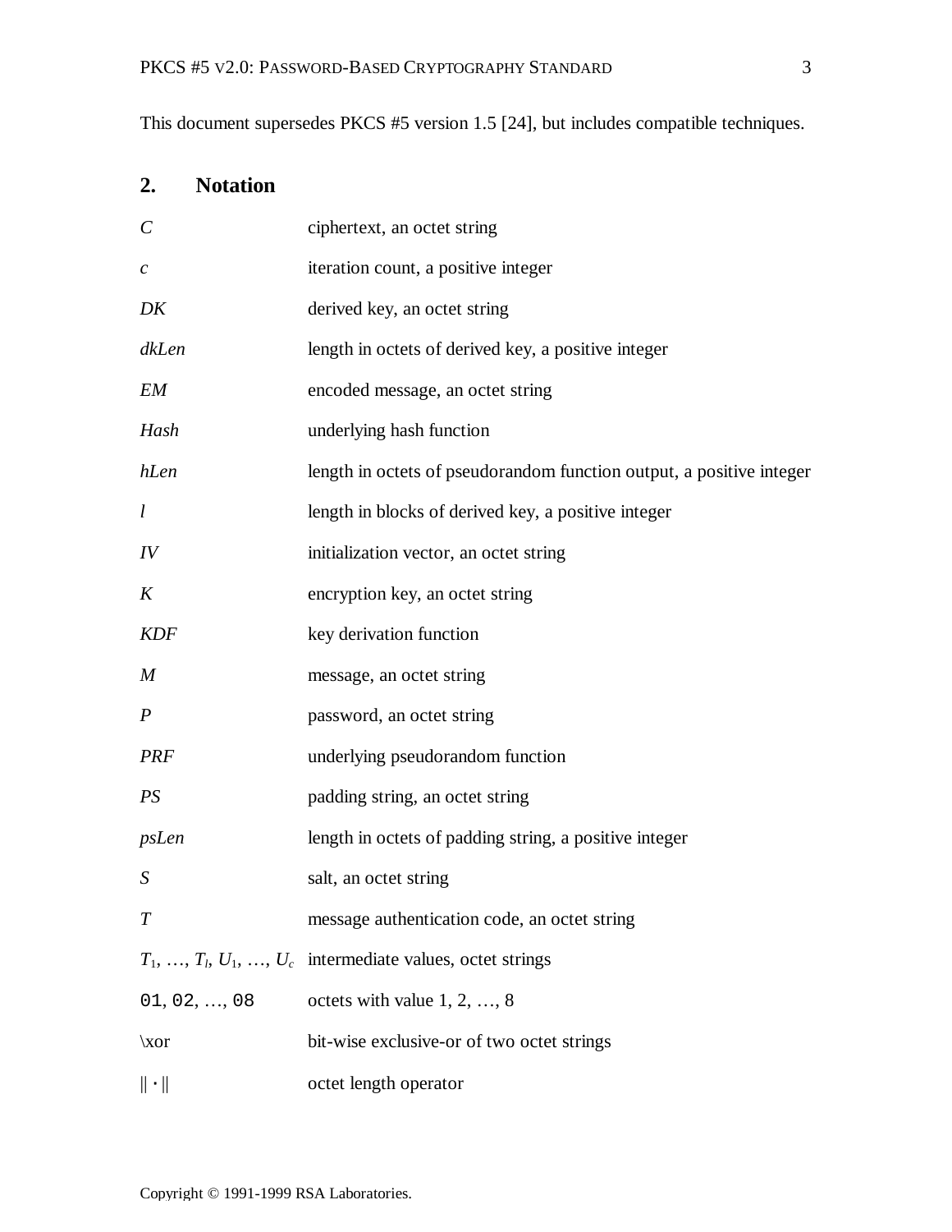This document supersedes PKCS #5 version 1.5 [24], but includes compatible techniques.

## 2. Notation

| | |
|---|---|
| $C$ | ciphertext, an octet string |
| $c$ | iteration count, a positive integer |
| $DK$ | derived key, an octet string |
| $dkLen$ | length in octets of derived key, a positive integer |
| $EM$ | encoded message, an octet string |
| $Hash$ | underlying hash function |
| $hLen$ | length in octets of pseudorandom function output, a positive integer |
| $l$ | length in blocks of derived key, a positive integer |
| $IV$ | initialization vector, an octet string |
| $K$ | encryption key, an octet string |
| $KDF$ | key derivation function |
| $M$ | message, an octet string |
| $P$ | password, an octet string |
| $PRF$ | underlying pseudorandom function |
| $PS$ | padding string, an octet string |
| $psLen$ | length in octets of padding string, a positive integer |
| $S$ | salt, an octet string |
| $T$ | message authentication code, an octet string |
| $T_1, \ldots, T_l, U_1, \ldots, U_c$ | intermediate values, octet strings |
| `01`, `02`, …, `08` | octets with value 1, 2, …, 8 |
| \xor | bit-wise exclusive-or of two octet strings |
| $\|\| \cdot \|\|$ | octet length operator |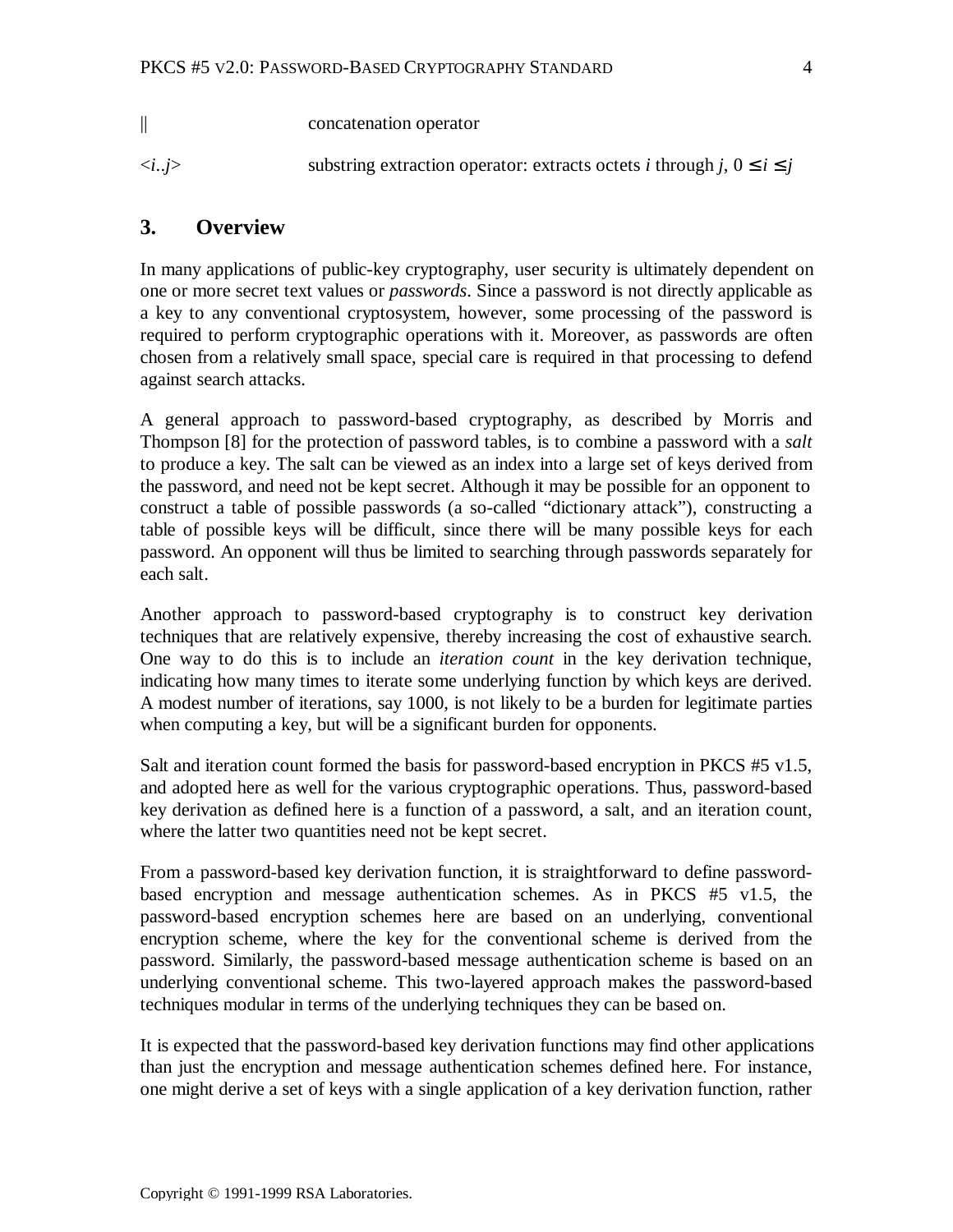|| concatenation operator

$<i..j>$ substring extraction operator: extracts octets $i$ through $j$, $0 \le i \le j$

## 3. Overview

In many applications of public-key cryptography, user security is ultimately dependent on one or more secret text values or *passwords*. Since a password is not directly applicable as a key to any conventional cryptosystem, however, some processing of the password is required to perform cryptographic operations with it. Moreover, as passwords are often chosen from a relatively small space, special care is required in that processing to defend against search attacks.

A general approach to password-based cryptography, as described by Morris and Thompson [8] for the protection of password tables, is to combine a password with a *salt* to produce a key. The salt can be viewed as an index into a large set of keys derived from the password, and need not be kept secret. Although it may be possible for an opponent to construct a table of possible passwords (a so-called "dictionary attack"), constructing a table of possible keys will be difficult, since there will be many possible keys for each password. An opponent will thus be limited to searching through passwords separately for each salt.

Another approach to password-based cryptography is to construct key derivation techniques that are relatively expensive, thereby increasing the cost of exhaustive search. One way to do this is to include an *iteration count* in the key derivation technique, indicating how many times to iterate some underlying function by which keys are derived. A modest number of iterations, say 1000, is not likely to be a burden for legitimate parties when computing a key, but will be a significant burden for opponents.

Salt and iteration count formed the basis for password-based encryption in PKCS #5 v1.5, and adopted here as well for the various cryptographic operations. Thus, password-based key derivation as defined here is a function of a password, a salt, and an iteration count, where the latter two quantities need not be kept secret.

From a password-based key derivation function, it is straightforward to define password-based encryption and message authentication schemes. As in PKCS #5 v1.5, the password-based encryption schemes here are based on an underlying, conventional encryption scheme, where the key for the conventional scheme is derived from the password. Similarly, the password-based message authentication scheme is based on an underlying conventional scheme. This two-layered approach makes the password-based techniques modular in terms of the underlying techniques they can be based on.

It is expected that the password-based key derivation functions may find other applications than just the encryption and message authentication schemes defined here. For instance, one might derive a set of keys with a single application of a key derivation function, rather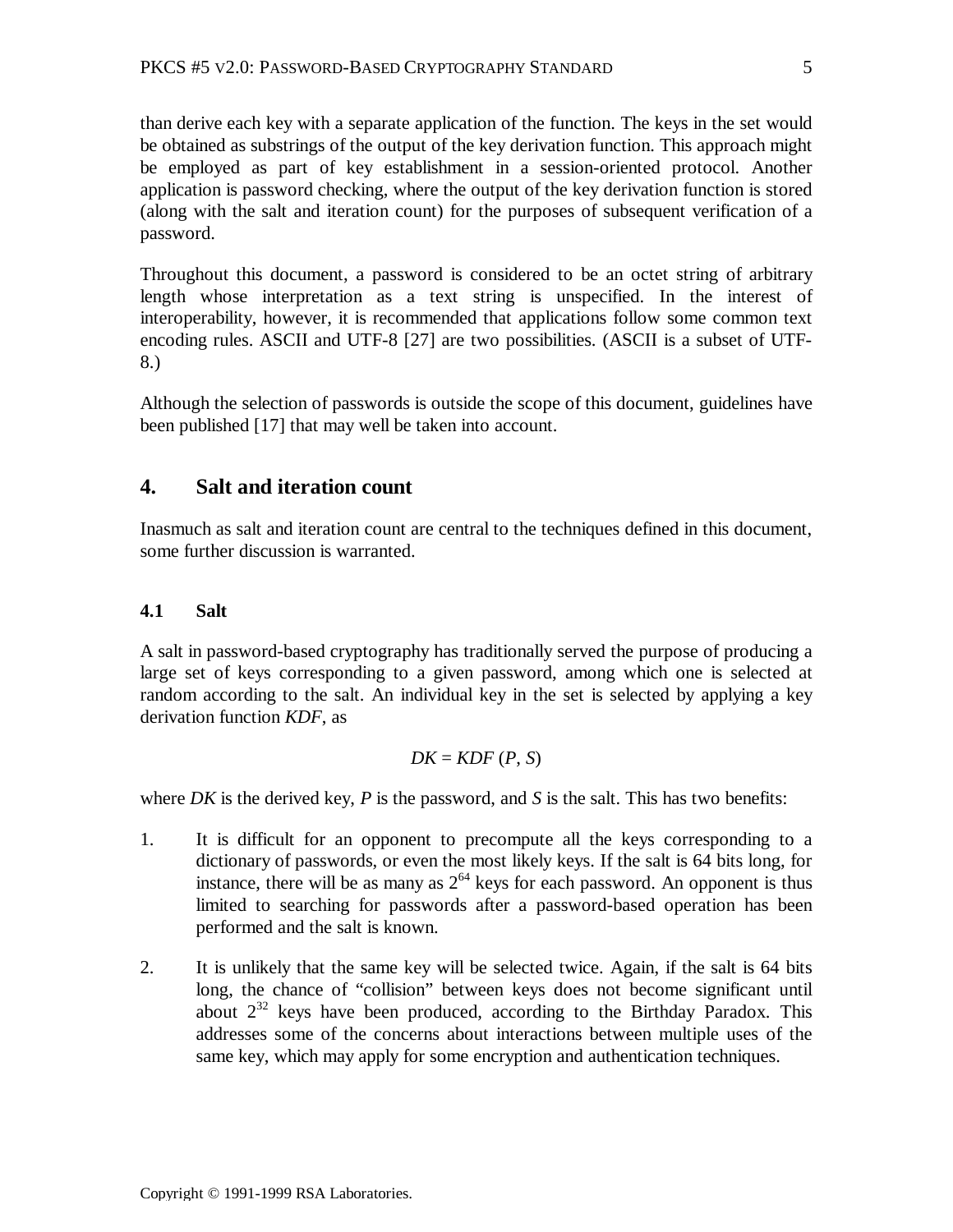than derive each key with a separate application of the function. The keys in the set would be obtained as substrings of the output of the key derivation function. This approach might be employed as part of key establishment in a session-oriented protocol. Another application is password checking, where the output of the key derivation function is stored (along with the salt and iteration count) for the purposes of subsequent verification of a password.

Throughout this document, a password is considered to be an octet string of arbitrary length whose interpretation as a text string is unspecified. In the interest of interoperability, however, it is recommended that applications follow some common text encoding rules. ASCII and UTF-8 [27] are two possibilities. (ASCII is a subset of UTF-8.)

Although the selection of passwords is outside the scope of this document, guidelines have been published [17] that may well be taken into account.

## 4. Salt and iteration count

Inasmuch as salt and iteration count are central to the techniques defined in this document, some further discussion is warranted.

### 4.1 Salt

A salt in password-based cryptography has traditionally served the purpose of producing a large set of keys corresponding to a given password, among which one is selected at random according to the salt. An individual key in the set is selected by applying a key derivation function *KDF*, as

$$DK = KDF(P, S)$$

where *DK* is the derived key, *P* is the password, and *S* is the salt. This has two benefits:

1. It is difficult for an opponent to precompute all the keys corresponding to a dictionary of passwords, or even the most likely keys. If the salt is 64 bits long, for instance, there will be as many as $2^{64}$ keys for each password. An opponent is thus limited to searching for passwords after a password-based operation has been performed and the salt is known.

2. It is unlikely that the same key will be selected twice. Again, if the salt is 64 bits long, the chance of "collision" between keys does not become significant until about $2^{32}$ keys have been produced, according to the Birthday Paradox. This addresses some of the concerns about interactions between multiple uses of the same key, which may apply for some encryption and authentication techniques.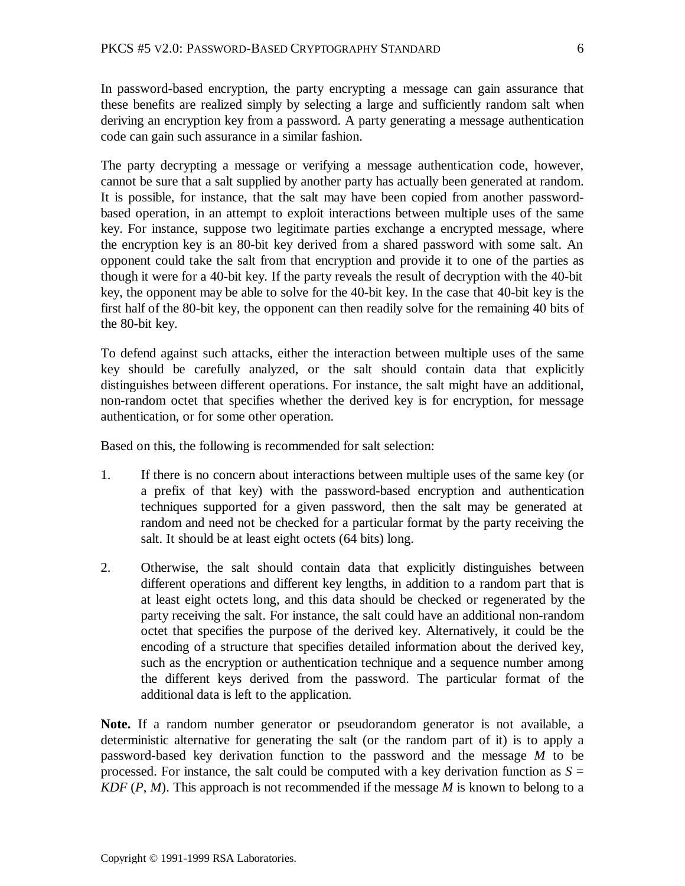In password-based encryption, the party encrypting a message can gain assurance that these benefits are realized simply by selecting a large and sufficiently random salt when deriving an encryption key from a password. A party generating a message authentication code can gain such assurance in a similar fashion.

The party decrypting a message or verifying a message authentication code, however, cannot be sure that a salt supplied by another party has actually been generated at random. It is possible, for instance, that the salt may have been copied from another password-based operation, in an attempt to exploit interactions between multiple uses of the same key. For instance, suppose two legitimate parties exchange a encrypted message, where the encryption key is an 80-bit key derived from a shared password with some salt. An opponent could take the salt from that encryption and provide it to one of the parties as though it were for a 40-bit key. If the party reveals the result of decryption with the 40-bit key, the opponent may be able to solve for the 40-bit key. In the case that 40-bit key is the first half of the 80-bit key, the opponent can then readily solve for the remaining 40 bits of the 80-bit key.

To defend against such attacks, either the interaction between multiple uses of the same key should be carefully analyzed, or the salt should contain data that explicitly distinguishes between different operations. For instance, the salt might have an additional, non-random octet that specifies whether the derived key is for encryption, for message authentication, or for some other operation.

Based on this, the following is recommended for salt selection:

1. If there is no concern about interactions between multiple uses of the same key (or a prefix of that key) with the password-based encryption and authentication techniques supported for a given password, then the salt may be generated at random and need not be checked for a particular format by the party receiving the salt. It should be at least eight octets (64 bits) long.

2. Otherwise, the salt should contain data that explicitly distinguishes between different operations and different key lengths, in addition to a random part that is at least eight octets long, and this data should be checked or regenerated by the party receiving the salt. For instance, the salt could have an additional non-random octet that specifies the purpose of the derived key. Alternatively, it could be the encoding of a structure that specifies detailed information about the derived key, such as the encryption or authentication technique and a sequence number among the different keys derived from the password. The particular format of the additional data is left to the application.

**Note.** If a random number generator or pseudorandom generator is not available, a deterministic alternative for generating the salt (or the random part of it) is to apply a password-based key derivation function to the password and the message $M$ to be processed. For instance, the salt could be computed with a key derivation function as $S = KDF(P, M)$. This approach is not recommended if the message $M$ is known to belong to a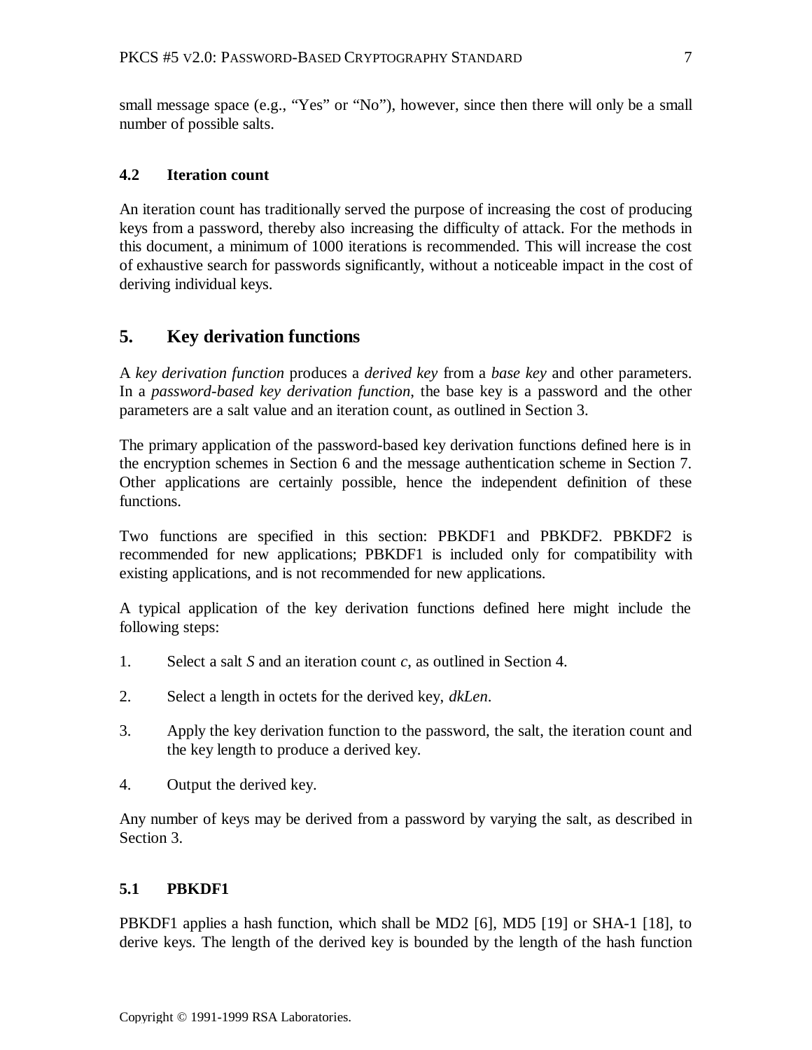small message space (e.g., "Yes" or "No"), however, since then there will only be a small number of possible salts.

### 4.2 Iteration count

An iteration count has traditionally served the purpose of increasing the cost of producing keys from a password, thereby also increasing the difficulty of attack. For the methods in this document, a minimum of 1000 iterations is recommended. This will increase the cost of exhaustive search for passwords significantly, without a noticeable impact in the cost of deriving individual keys.

## 5. Key derivation functions

A *key derivation function* produces a *derived key* from a *base key* and other parameters. In a *password-based key derivation function*, the base key is a password and the other parameters are a salt value and an iteration count, as outlined in Section 3.

The primary application of the password-based key derivation functions defined here is in the encryption schemes in Section 6 and the message authentication scheme in Section 7. Other applications are certainly possible, hence the independent definition of these functions.

Two functions are specified in this section: PBKDF1 and PBKDF2. PBKDF2 is recommended for new applications; PBKDF1 is included only for compatibility with existing applications, and is not recommended for new applications.

A typical application of the key derivation functions defined here might include the following steps:

1. Select a salt $S$ and an iteration count $c$, as outlined in Section 4.

2. Select a length in octets for the derived key, *dkLen*.

3. Apply the key derivation function to the password, the salt, the iteration count and the key length to produce a derived key.

4. Output the derived key.

Any number of keys may be derived from a password by varying the salt, as described in Section 3.

### 5.1 PBKDF1

PBKDF1 applies a hash function, which shall be MD2 [6], MD5 [19] or SHA-1 [18], to derive keys. The length of the derived key is bounded by the length of the hash function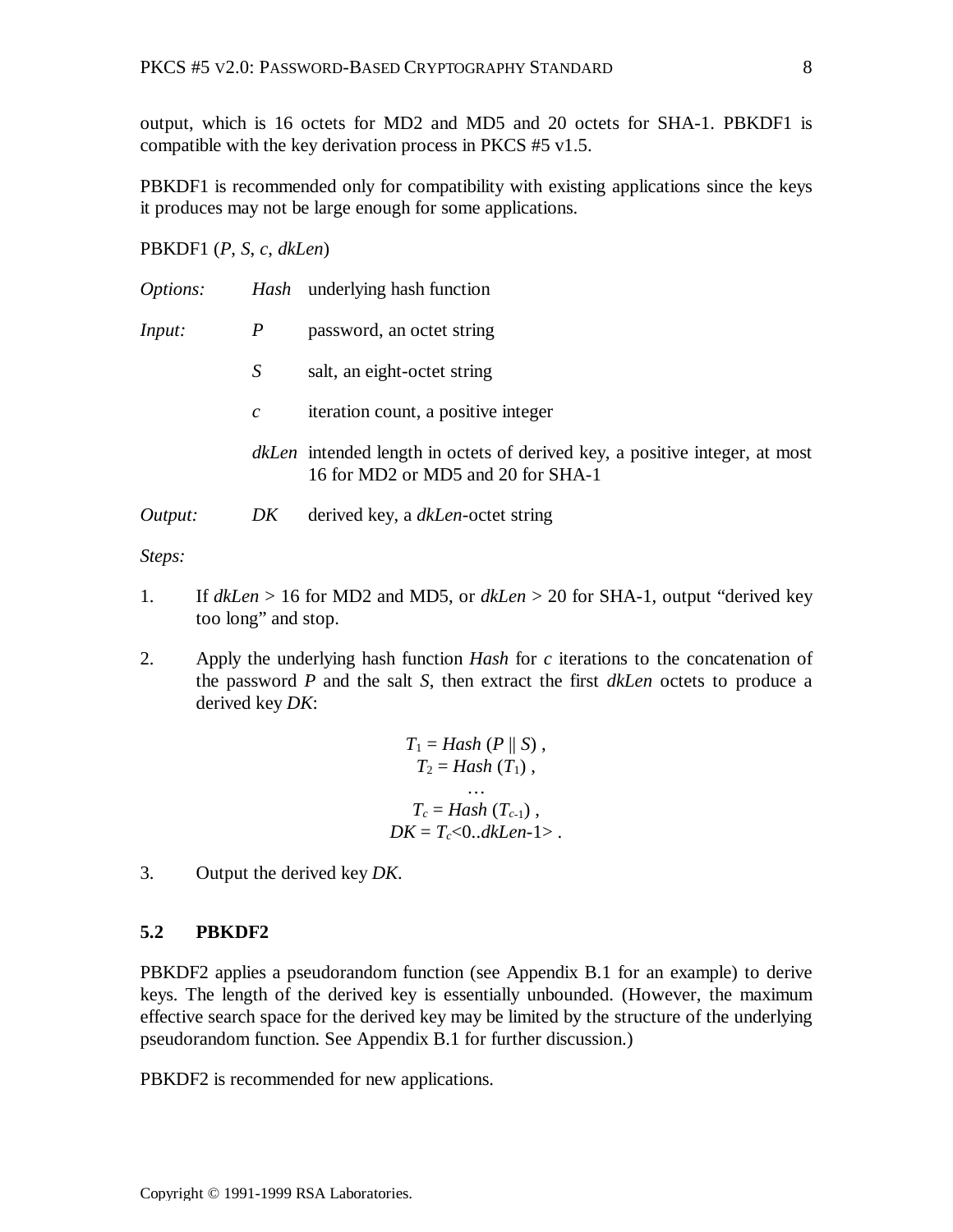output, which is 16 octets for MD2 and MD5 and 20 octets for SHA-1. PBKDF1 is compatible with the key derivation process in PKCS #5 v1.5.

PBKDF1 is recommended only for compatibility with existing applications since the keys it produces may not be large enough for some applications.

PBKDF1 ($P$, $S$, $c$, $dkLen$)

*Options:* *Hash* underlying hash function

*Input:* 
- $P$ password, an octet string
- $S$ salt, an eight-octet string
- $c$ iteration count, a positive integer
- $dkLen$ intended length in octets of derived key, a positive integer, at most 16 for MD2 or MD5 and 20 for SHA-1

*Output:* $DK$ derived key, a $dkLen$-octet string

*Steps:*

1. If $dkLen$ > 16 for MD2 and MD5, or $dkLen$ > 20 for SHA-1, output "derived key too long" and stop.

2. Apply the underlying hash function *Hash* for $c$ iterations to the concatenation of the password $P$ and the salt $S$, then extract the first $dkLen$ octets to produce a derived key $DK$:

$$
\begin{gathered}
T_1 = Hash\,(P \,||\, S)\ , \\
T_2 = Hash\,(T_1)\ , \\
\ldots \\
T_c = Hash\,(T_{c-1})\ , \\
DK = T_c\langle 0..dkLen-1 \rangle\ .
\end{gathered}
$$

3. Output the derived key $DK$.

### 5.2 PBKDF2

PBKDF2 applies a pseudorandom function (see Appendix B.1 for an example) to derive keys. The length of the derived key is essentially unbounded. (However, the maximum effective search space for the derived key may be limited by the structure of the underlying pseudorandom function. See Appendix B.1 for further discussion.)

PBKDF2 is recommended for new applications.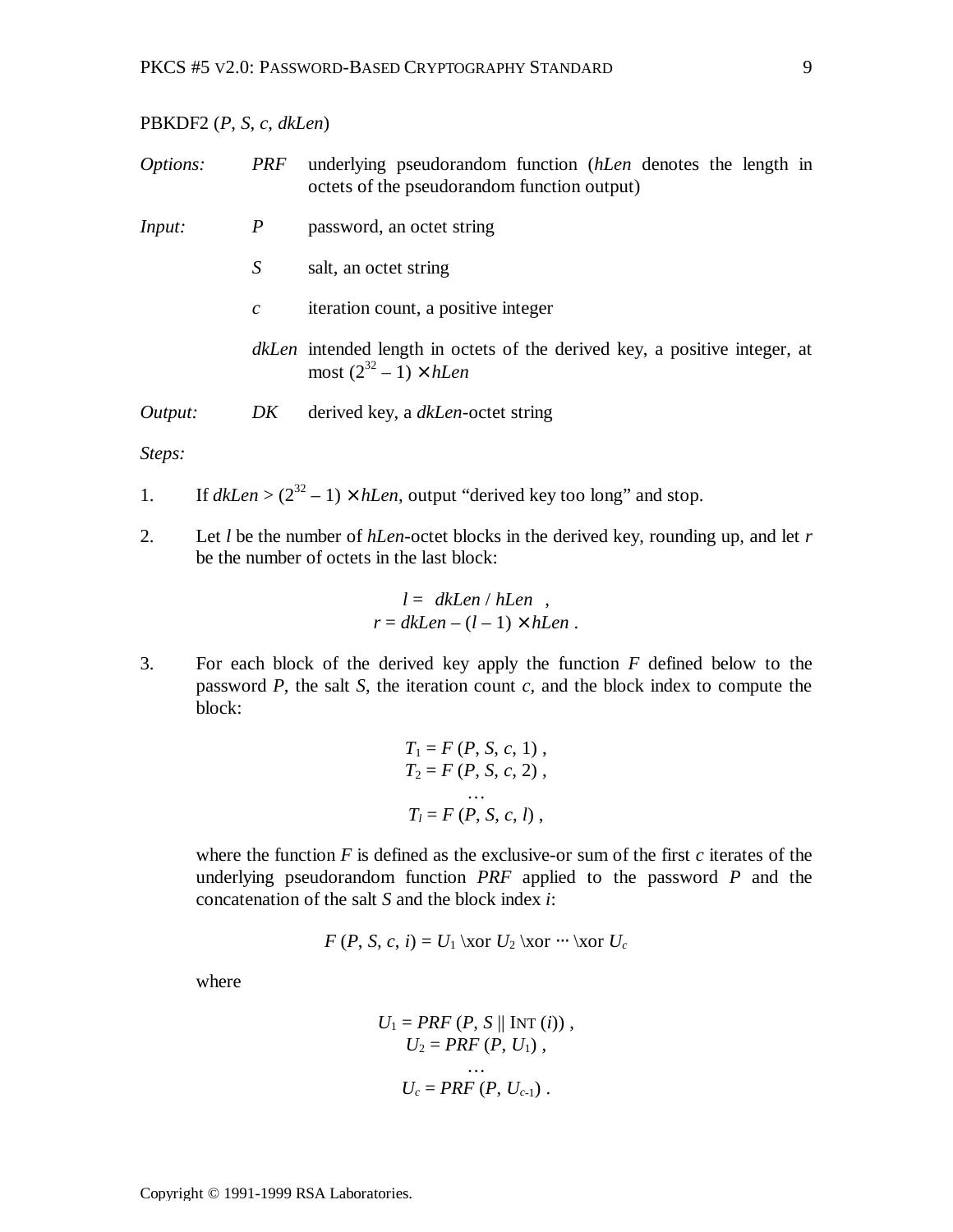PBKDF2 ($P$, $S$, $c$, $dkLen$)

*Options:* $PRF$ underlying pseudorandom function ($hLen$ denotes the length in octets of the pseudorandom function output)

*Input:* $P$ password, an octet string

$S$ salt, an octet string

$c$ iteration count, a positive integer

$dkLen$ intended length in octets of the derived key, a positive integer, at most $(2^{32} - 1) \times hLen$

*Output:* $DK$ derived key, a $dkLen$-octet string

*Steps:*

1. If $dkLen > (2^{32} - 1) \times hLen$, output "derived key too long" and stop.

2. Let $l$ be the number of $hLen$-octet blocks in the derived key, rounding up, and let $r$ be the number of octets in the last block:

$$l = \lceil dkLen / hLen \rceil ,$$
$$r = dkLen - (l - 1) \times hLen .$$

3. For each block of the derived key apply the function $F$ defined below to the password $P$, the salt $S$, the iteration count $c$, and the block index to compute the block:

$$T_1 = F(P, S, c, 1) ,$$
$$T_2 = F(P, S, c, 2) ,$$
$$\ldots$$
$$T_l = F(P, S, c, l) ,$$

where the function $F$ is defined as the exclusive-or sum of the first $c$ iterates of the underlying pseudorandom function $PRF$ applied to the password $P$ and the concatenation of the salt $S$ and the block index $i$:

$$F(P, S, c, i) = U_1 \oplus U_2 \oplus \cdots \oplus U_c$$

where

$$U_1 = PRF(P, S \,||\, \textsc{Int}(i)) ,$$
$$U_2 = PRF(P, U_1) ,$$
$$\ldots$$
$$U_c = PRF(P, U_{c-1}) .$$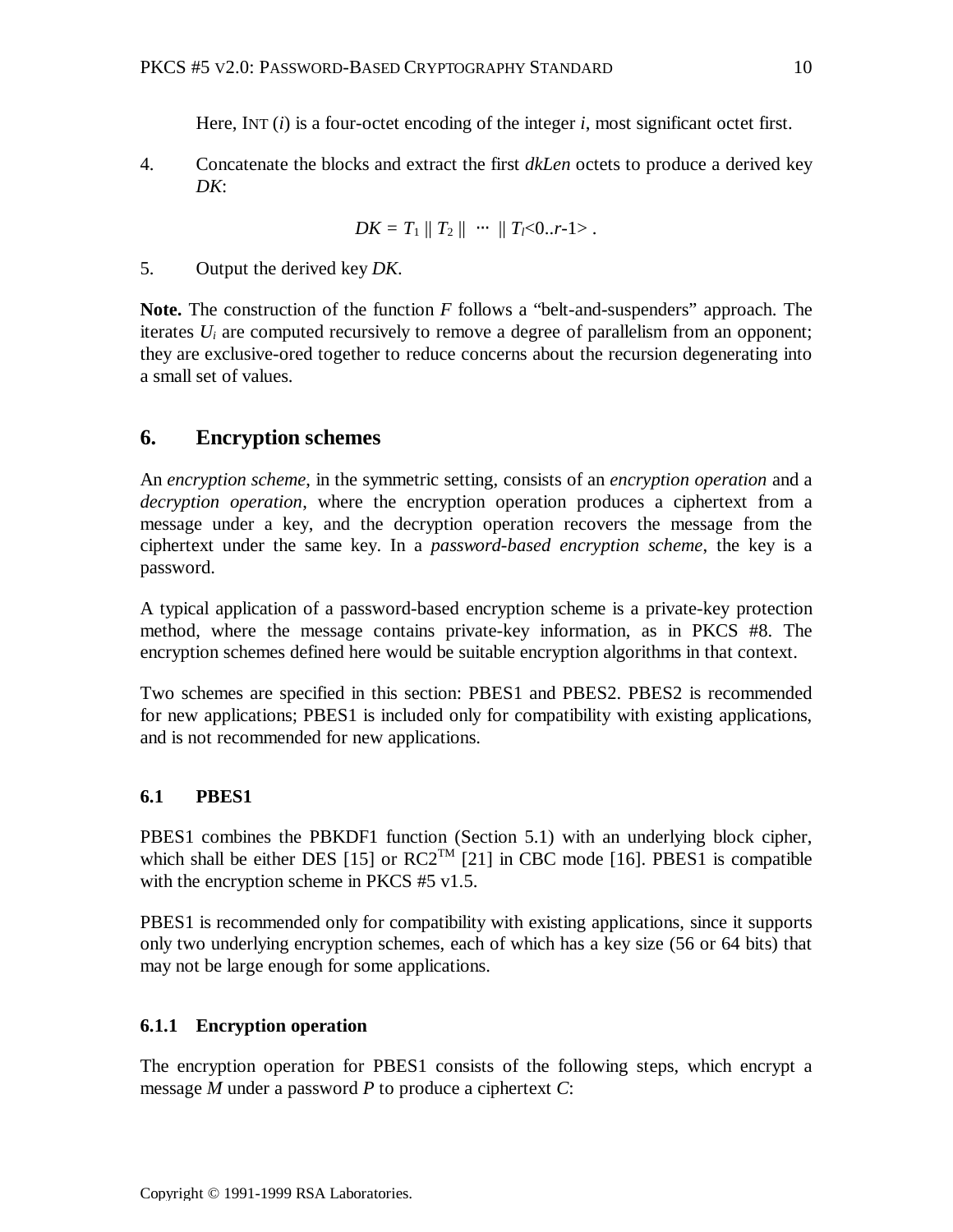Here, INT ($i$) is a four-octet encoding of the integer $i$, most significant octet first.

4. Concatenate the blocks and extract the first *dkLen* octets to produce a derived key *DK*:

$$DK = T_1 \parallel T_2 \parallel \cdots \parallel T_l\langle 0..r-1\rangle \,.$$

5. Output the derived key *DK*.

**Note.** The construction of the function $F$ follows a "belt-and-suspenders" approach. The iterates $U_i$ are computed recursively to remove a degree of parallelism from an opponent; they are exclusive-ored together to reduce concerns about the recursion degenerating into a small set of values.

## 6. Encryption schemes

An *encryption scheme*, in the symmetric setting, consists of an *encryption operation* and a *decryption operation*, where the encryption operation produces a ciphertext from a message under a key, and the decryption operation recovers the message from the ciphertext under the same key. In a *password-based encryption scheme*, the key is a password.

A typical application of a password-based encryption scheme is a private-key protection method, where the message contains private-key information, as in PKCS #8. The encryption schemes defined here would be suitable encryption algorithms in that context.

Two schemes are specified in this section: PBES1 and PBES2. PBES2 is recommended for new applications; PBES1 is included only for compatibility with existing applications, and is not recommended for new applications.

### 6.1 PBES1

PBES1 combines the PBKDF1 function (Section 5.1) with an underlying block cipher, which shall be either DES [15] or RC2™ [21] in CBC mode [16]. PBES1 is compatible with the encryption scheme in PKCS #5 v1.5.

PBES1 is recommended only for compatibility with existing applications, since it supports only two underlying encryption schemes, each of which has a key size (56 or 64 bits) that may not be large enough for some applications.

#### 6.1.1 Encryption operation

The encryption operation for PBES1 consists of the following steps, which encrypt a message $M$ under a password $P$ to produce a ciphertext $C$: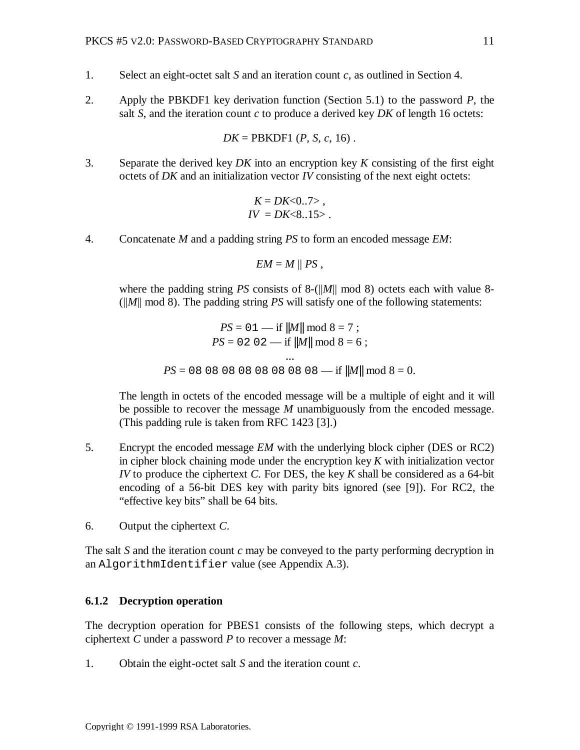1. Select an eight-octet salt *S* and an iteration count *c*, as outlined in Section 4.

2. Apply the PBKDF1 key derivation function (Section 5.1) to the password *P*, the salt *S*, and the iteration count *c* to produce a derived key *DK* of length 16 octets:

$$DK = \text{PBKDF1}(P, S, c, 16) .$$

3. Separate the derived key *DK* into an encryption key *K* consisting of the first eight octets of *DK* and an initialization vector *IV* consisting of the next eight octets:

$$K = DK\langle 0..7\rangle ,$$
$$IV = DK\langle 8..15\rangle .$$

4. Concatenate *M* and a padding string *PS* to form an encoded message *EM*:

$$EM = M \,||\, PS ,$$

   where the padding string *PS* consists of 8-(||*M*|| mod 8) octets each with value 8-(||*M*|| mod 8). The padding string *PS* will satisfy one of the following statements:

$$PS = \texttt{01} \text{ — if } \|M\| \bmod 8 = 7 ;$$
$$PS = \texttt{02 02} \text{ — if } \|M\| \bmod 8 = 6 ;$$
$$\ldots$$
$$PS = \texttt{08 08 08 08 08 08 08 08} \text{ — if } \|M\| \bmod 8 = 0.$$

   The length in octets of the encoded message will be a multiple of eight and it will be possible to recover the message *M* unambiguously from the encoded message. (This padding rule is taken from RFC 1423 [3].)

5. Encrypt the encoded message *EM* with the underlying block cipher (DES or RC2) in cipher block chaining mode under the encryption key *K* with initialization vector *IV* to produce the ciphertext *C*. For DES, the key *K* shall be considered as a 64-bit encoding of a 56-bit DES key with parity bits ignored (see [9]). For RC2, the "effective key bits" shall be 64 bits.

6. Output the ciphertext *C*.

The salt *S* and the iteration count *c* may be conveyed to the party performing decryption in an `AlgorithmIdentifier` value (see Appendix A.3).

### 6.1.2 Decryption operation

The decryption operation for PBES1 consists of the following steps, which decrypt a ciphertext *C* under a password *P* to recover a message *M*:

1. Obtain the eight-octet salt *S* and the iteration count *c*.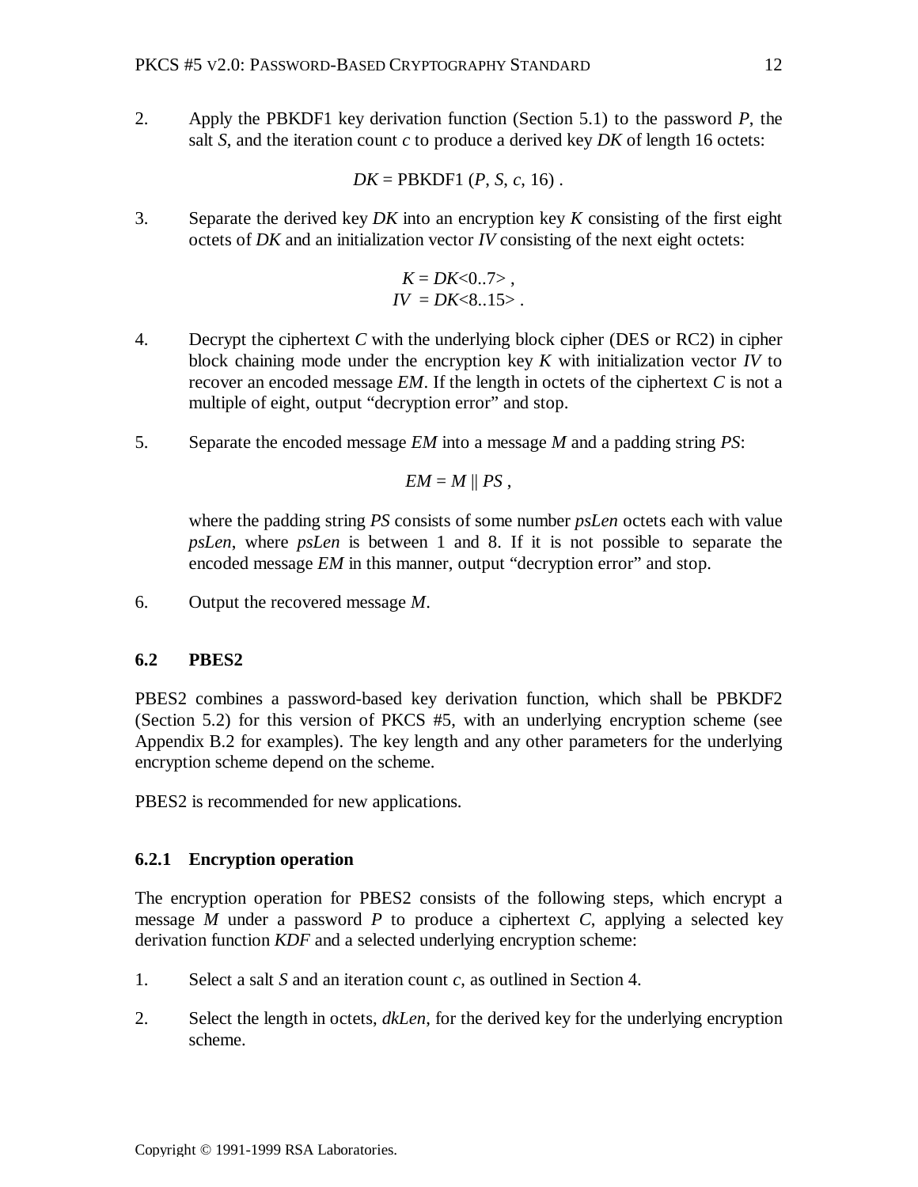2. Apply the PBKDF1 key derivation function (Section 5.1) to the password $P$, the salt $S$, and the iteration count $c$ to produce a derived key $DK$ of length 16 octets:

$$DK = \text{PBKDF1}(P, S, c, 16) .$$

3. Separate the derived key $DK$ into an encryption key $K$ consisting of the first eight octets of $DK$ and an initialization vector $IV$ consisting of the next eight octets:

$$K = DK\langle 0..7 \rangle ,$$
$$IV = DK\langle 8..15 \rangle .$$

4. Decrypt the ciphertext $C$ with the underlying block cipher (DES or RC2) in cipher block chaining mode under the encryption key $K$ with initialization vector $IV$ to recover an encoded message $EM$. If the length in octets of the ciphertext $C$ is not a multiple of eight, output "decryption error" and stop.

5. Separate the encoded message $EM$ into a message $M$ and a padding string $PS$:

$$EM = M \,||\, PS ,$$

   where the padding string $PS$ consists of some number $psLen$ octets each with value $psLen$, where $psLen$ is between 1 and 8. If it is not possible to separate the encoded message $EM$ in this manner, output "decryption error" and stop.

6. Output the recovered message $M$.

### 6.2 PBES2

PBES2 combines a password-based key derivation function, which shall be PBKDF2 (Section 5.2) for this version of PKCS #5, with an underlying encryption scheme (see Appendix B.2 for examples). The key length and any other parameters for the underlying encryption scheme depend on the scheme.

PBES2 is recommended for new applications.

#### 6.2.1 Encryption operation

The encryption operation for PBES2 consists of the following steps, which encrypt a message $M$ under a password $P$ to produce a ciphertext $C$, applying a selected key derivation function $KDF$ and a selected underlying encryption scheme:

1. Select a salt $S$ and an iteration count $c$, as outlined in Section 4.

2. Select the length in octets, $dkLen$, for the derived key for the underlying encryption scheme.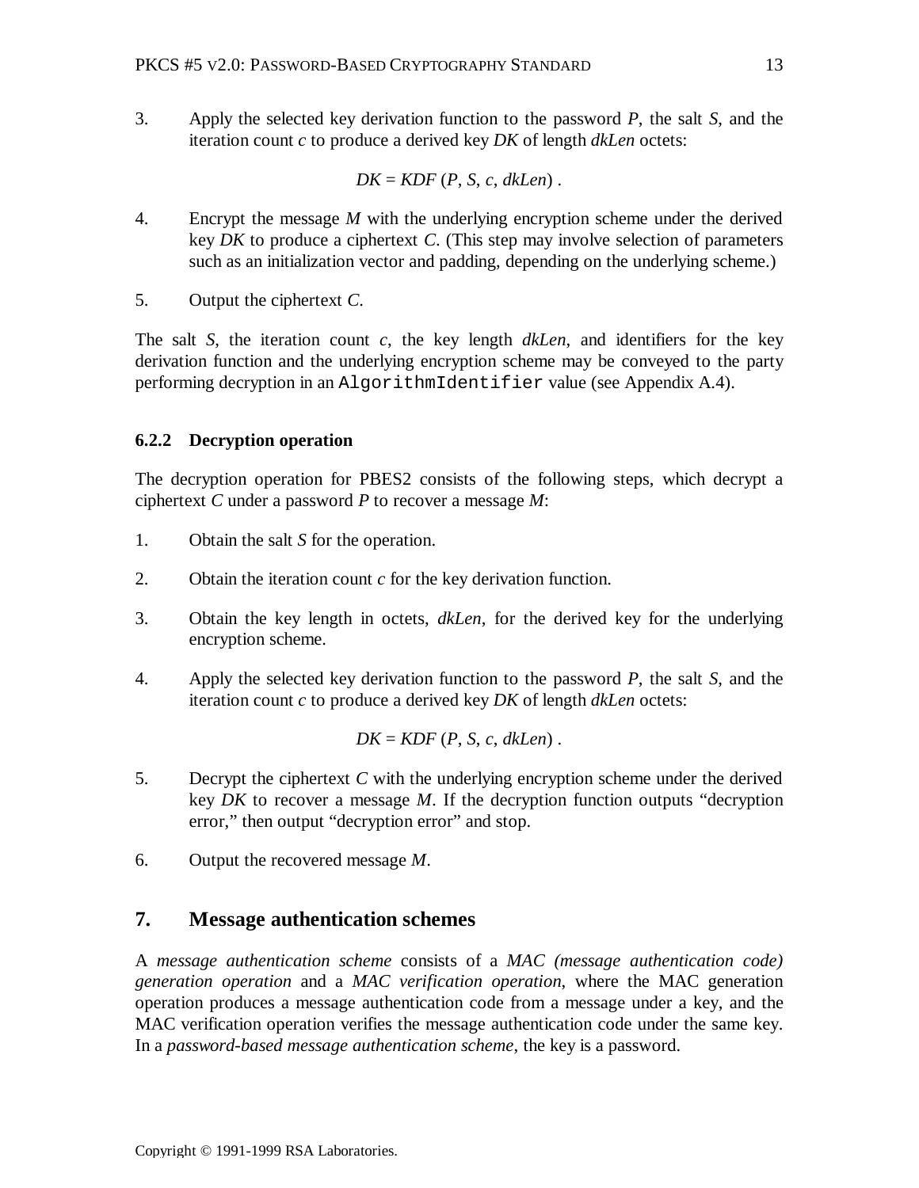3. Apply the selected key derivation function to the password $P$, the salt $S$, and the iteration count $c$ to produce a derived key $DK$ of length $dkLen$ octets:

$$DK = KDF\ (P, S, c, dkLen)\ .$$

4. Encrypt the message $M$ with the underlying encryption scheme under the derived key $DK$ to produce a ciphertext $C$. (This step may involve selection of parameters such as an initialization vector and padding, depending on the underlying scheme.)

5. Output the ciphertext $C$.

The salt $S$, the iteration count $c$, the key length $dkLen$, and identifiers for the key derivation function and the underlying encryption scheme may be conveyed to the party performing decryption in an `AlgorithmIdentifier` value (see Appendix A.4).

### 6.2.2 Decryption operation

The decryption operation for PBES2 consists of the following steps, which decrypt a ciphertext $C$ under a password $P$ to recover a message $M$:

1. Obtain the salt $S$ for the operation.

2. Obtain the iteration count $c$ for the key derivation function.

3. Obtain the key length in octets, $dkLen$, for the derived key for the underlying encryption scheme.

4. Apply the selected key derivation function to the password $P$, the salt $S$, and the iteration count $c$ to produce a derived key $DK$ of length $dkLen$ octets:

$$DK = KDF\ (P, S, c, dkLen)\ .$$

5. Decrypt the ciphertext $C$ with the underlying encryption scheme under the derived key $DK$ to recover a message $M$. If the decryption function outputs "decryption error," then output "decryption error" and stop.

6. Output the recovered message $M$.

## 7. Message authentication schemes

A *message authentication scheme* consists of a *MAC (message authentication code) generation operation* and a *MAC verification operation*, where the MAC generation operation produces a message authentication code from a message under a key, and the MAC verification operation verifies the message authentication code under the same key. In a *password-based message authentication scheme*, the key is a password.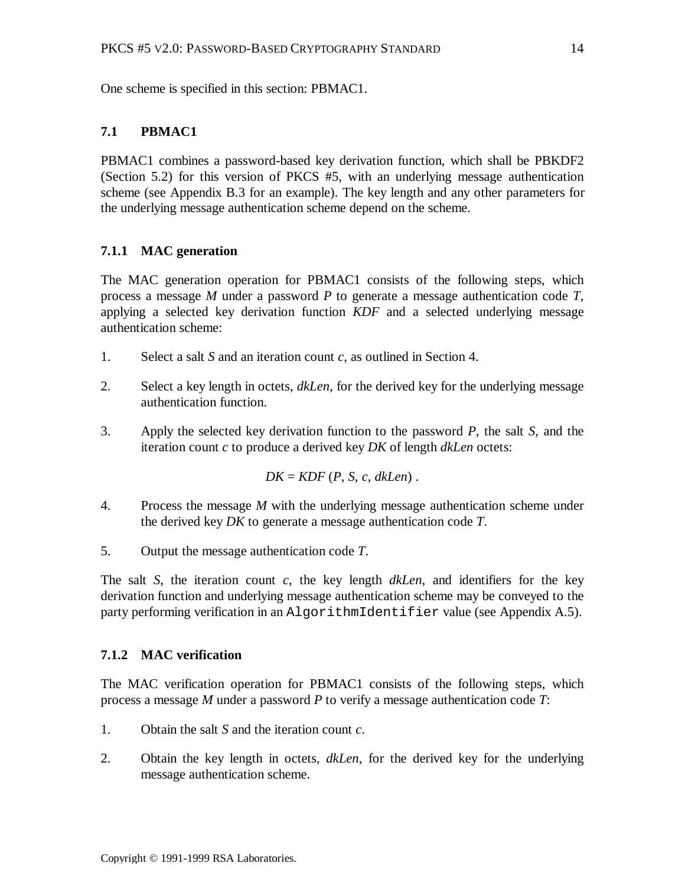One scheme is specified in this section: PBMAC1.

### 7.1 PBMAC1

PBMAC1 combines a password-based key derivation function, which shall be PBKDF2 (Section 5.2) for this version of PKCS #5, with an underlying message authentication scheme (see Appendix B.3 for an example). The key length and any other parameters for the underlying message authentication scheme depend on the scheme.

#### 7.1.1 MAC generation

The MAC generation operation for PBMAC1 consists of the following steps, which process a message $M$ under a password $P$ to generate a message authentication code $T$, applying a selected key derivation function $KDF$ and a selected underlying message authentication scheme:

1. Select a salt $S$ and an iteration count $c$, as outlined in Section 4.

2. Select a key length in octets, $dkLen$, for the derived key for the underlying message authentication function.

3. Apply the selected key derivation function to the password $P$, the salt $S$, and the iteration count $c$ to produce a derived key $DK$ of length $dkLen$ octets:

$$DK = KDF\ (P, S, c, dkLen)\ .$$

4. Process the message $M$ with the underlying message authentication scheme under the derived key $DK$ to generate a message authentication code $T$.

5. Output the message authentication code $T$.

The salt $S$, the iteration count $c$, the key length $dkLen$, and identifiers for the key derivation function and underlying message authentication scheme may be conveyed to the party performing verification in an `AlgorithmIdentifier` value (see Appendix A.5).

#### 7.1.2 MAC verification

The MAC verification operation for PBMAC1 consists of the following steps, which process a message $M$ under a password $P$ to verify a message authentication code $T$:

1. Obtain the salt $S$ and the iteration count $c$.

2. Obtain the key length in octets, $dkLen$, for the derived key for the underlying message authentication scheme.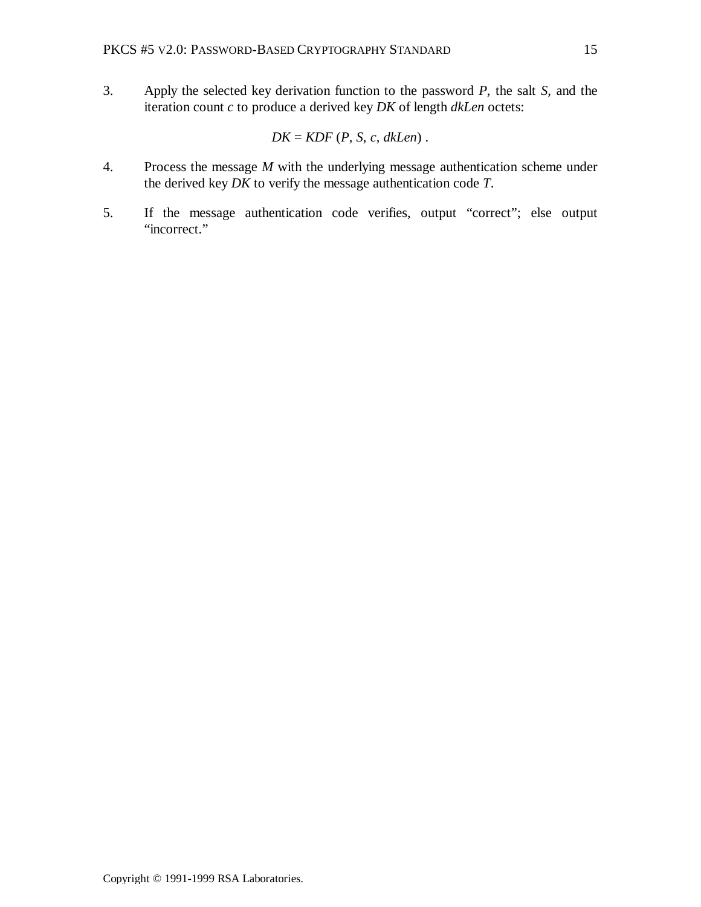3. Apply the selected key derivation function to the password $P$, the salt $S$, and the iteration count $c$ to produce a derived key $DK$ of length $dkLen$ octets:

$$DK = KDF\ (P, S, c, dkLen)\ .$$

4. Process the message $M$ with the underlying message authentication scheme under the derived key $DK$ to verify the message authentication code $T$.

5. If the message authentication code verifies, output "correct"; else output "incorrect."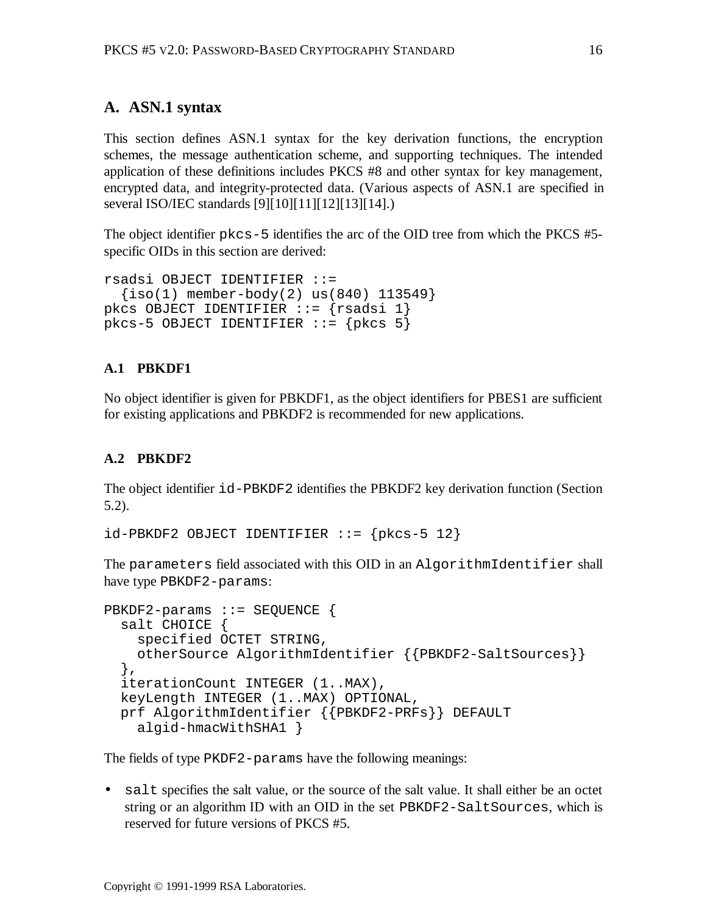## A. ASN.1 syntax

This section defines ASN.1 syntax for the key derivation functions, the encryption schemes, the message authentication scheme, and supporting techniques. The intended application of these definitions includes PKCS #8 and other syntax for key management, encrypted data, and integrity-protected data. (Various aspects of ASN.1 are specified in several ISO/IEC standards [9][10][11][12][13][14].)

The object identifier `pkcs-5` identifies the arc of the OID tree from which the PKCS #5-specific OIDs in this section are derived:

```
rsadsi OBJECT IDENTIFIER ::=
  {iso(1) member-body(2) us(840) 113549}
pkcs OBJECT IDENTIFIER ::= {rsadsi 1}
pkcs-5 OBJECT IDENTIFIER ::= {pkcs 5}
```

### A.1 PBKDF1

No object identifier is given for PBKDF1, as the object identifiers for PBES1 are sufficient for existing applications and PBKDF2 is recommended for new applications.

### A.2 PBKDF2

The object identifier `id-PBKDF2` identifies the PBKDF2 key derivation function (Section 5.2).

```
id-PBKDF2 OBJECT IDENTIFIER ::= {pkcs-5 12}
```

The `parameters` field associated with this OID in an `AlgorithmIdentifier` shall have type `PBKDF2-params`:

```
PBKDF2-params ::= SEQUENCE {
  salt CHOICE {
    specified OCTET STRING,
    otherSource AlgorithmIdentifier {{PBKDF2-SaltSources}}
  },
  iterationCount INTEGER (1..MAX),
  keyLength INTEGER (1..MAX) OPTIONAL,
  prf AlgorithmIdentifier {{PBKDF2-PRFs}} DEFAULT
    algid-hmacWithSHA1 }
```

The fields of type `PKDF2-params` have the following meanings:

- `salt` specifies the salt value, or the source of the salt value. It shall either be an octet string or an algorithm ID with an OID in the set `PBKDF2-SaltSources`, which is reserved for future versions of PKCS #5.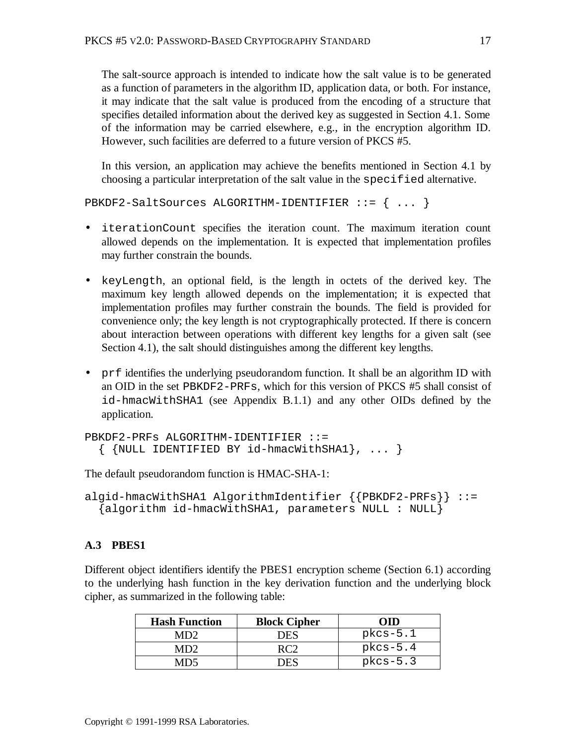The salt-source approach is intended to indicate how the salt value is to be generated as a function of parameters in the algorithm ID, application data, or both. For instance, it may indicate that the salt value is produced from the encoding of a structure that specifies detailed information about the derived key as suggested in Section 4.1. Some of the information may be carried elsewhere, e.g., in the encryption algorithm ID. However, such facilities are deferred to a future version of PKCS #5.

In this version, an application may achieve the benefits mentioned in Section 4.1 by choosing a particular interpretation of the salt value in the `specified` alternative.

```
PBKDF2-SaltSources ALGORITHM-IDENTIFIER ::= { ... }
```

- `iterationCount` specifies the iteration count. The maximum iteration count allowed depends on the implementation. It is expected that implementation profiles may further constrain the bounds.

- `keyLength`, an optional field, is the length in octets of the derived key. The maximum key length allowed depends on the implementation; it is expected that implementation profiles may further constrain the bounds. The field is provided for convenience only; the key length is not cryptographically protected. If there is concern about interaction between operations with different key lengths for a given salt (see Section 4.1), the salt should distinguishes among the different key lengths.

- `prf` identifies the underlying pseudorandom function. It shall be an algorithm ID with an OID in the set `PBKDF2-PRFs`, which for this version of PKCS #5 shall consist of `id-hmacWithSHA1` (see Appendix B.1.1) and any other OIDs defined by the application.

```
PBKDF2-PRFs ALGORITHM-IDENTIFIER ::=
  { {NULL IDENTIFIED BY id-hmacWithSHA1}, ... }
```

The default pseudorandom function is HMAC-SHA-1:

```
algid-hmacWithSHA1 AlgorithmIdentifier {{PBKDF2-PRFs}} ::=
  {algorithm id-hmacWithSHA1, parameters NULL : NULL}
```

### A.3 PBES1

Different object identifiers identify the PBES1 encryption scheme (Section 6.1) according to the underlying hash function in the key derivation function and the underlying block cipher, as summarized in the following table:

| Hash Function | Block Cipher | OID |
|---|---|---|
| MD2 | DES | `pkcs-5.1` |
| MD2 | RC2 | `pkcs-5.4` |
| MD5 | DES | `pkcs-5.3` |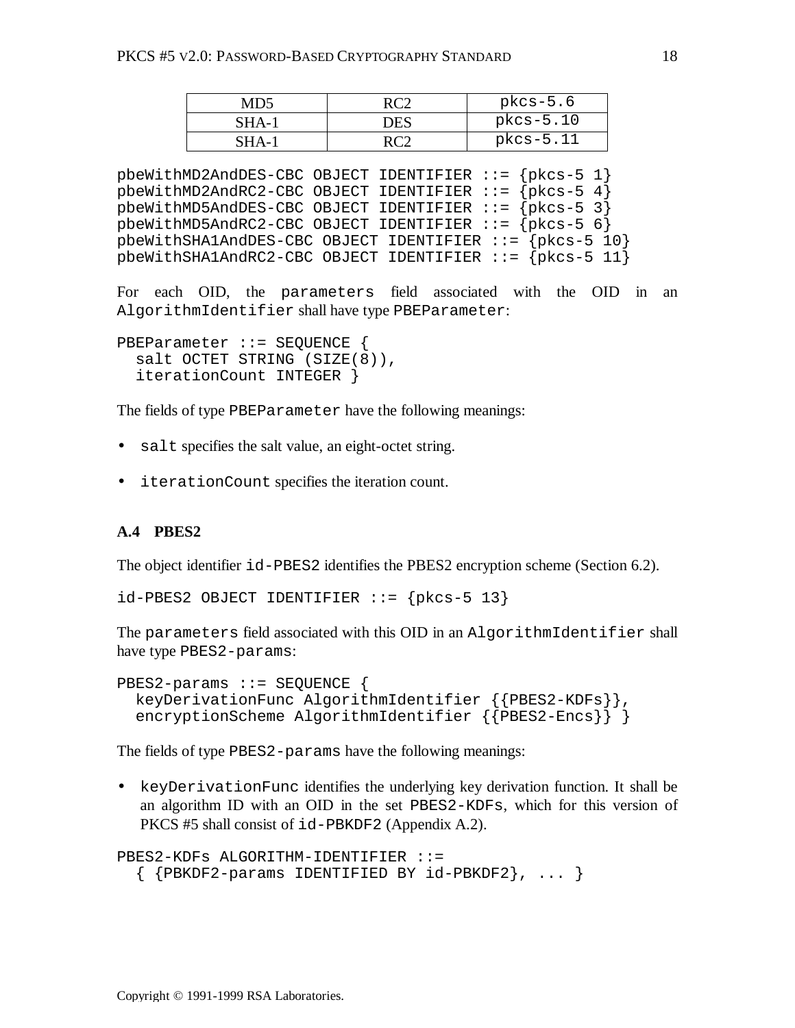| MD5 | RC2 | pkcs-5.6 |
|---|---|---|
| SHA-1 | DES | pkcs-5.10 |
| SHA-1 | RC2 | pkcs-5.11 |

```
pbeWithMD2AndDES-CBC OBJECT IDENTIFIER ::= {pkcs-5 1}
pbeWithMD2AndRC2-CBC OBJECT IDENTIFIER ::= {pkcs-5 4}
pbeWithMD5AndDES-CBC OBJECT IDENTIFIER ::= {pkcs-5 3}
pbeWithMD5AndRC2-CBC OBJECT IDENTIFIER ::= {pkcs-5 6}
pbeWithSHA1AndDES-CBC OBJECT IDENTIFIER ::= {pkcs-5 10}
pbeWithSHA1AndRC2-CBC OBJECT IDENTIFIER ::= {pkcs-5 11}
```

For each OID, the `parameters` field associated with the OID in an `AlgorithmIdentifier` shall have type `PBEParameter`:

```
PBEParameter ::= SEQUENCE {
  salt OCTET STRING (SIZE(8)),
  iterationCount INTEGER }
```

The fields of type `PBEParameter` have the following meanings:

- `salt` specifies the salt value, an eight-octet string.
- `iterationCount` specifies the iteration count.

### A.4 PBES2

The object identifier `id-PBES2` identifies the PBES2 encryption scheme (Section 6.2).

```
id-PBES2 OBJECT IDENTIFIER ::= {pkcs-5 13}
```

The `parameters` field associated with this OID in an `AlgorithmIdentifier` shall have type `PBES2-params`:

```
PBES2-params ::= SEQUENCE {
  keyDerivationFunc AlgorithmIdentifier {{PBES2-KDFs}},
  encryptionScheme AlgorithmIdentifier {{PBES2-Encs}} }
```

The fields of type `PBES2-params` have the following meanings:

- `keyDerivationFunc` identifies the underlying key derivation function. It shall be an algorithm ID with an OID in the set `PBES2-KDFs`, which for this version of PKCS #5 shall consist of `id-PBKDF2` (Appendix A.2).

```
PBES2-KDFs ALGORITHM-IDENTIFIER ::=
  { {PBKDF2-params IDENTIFIED BY id-PBKDF2}, ... }
```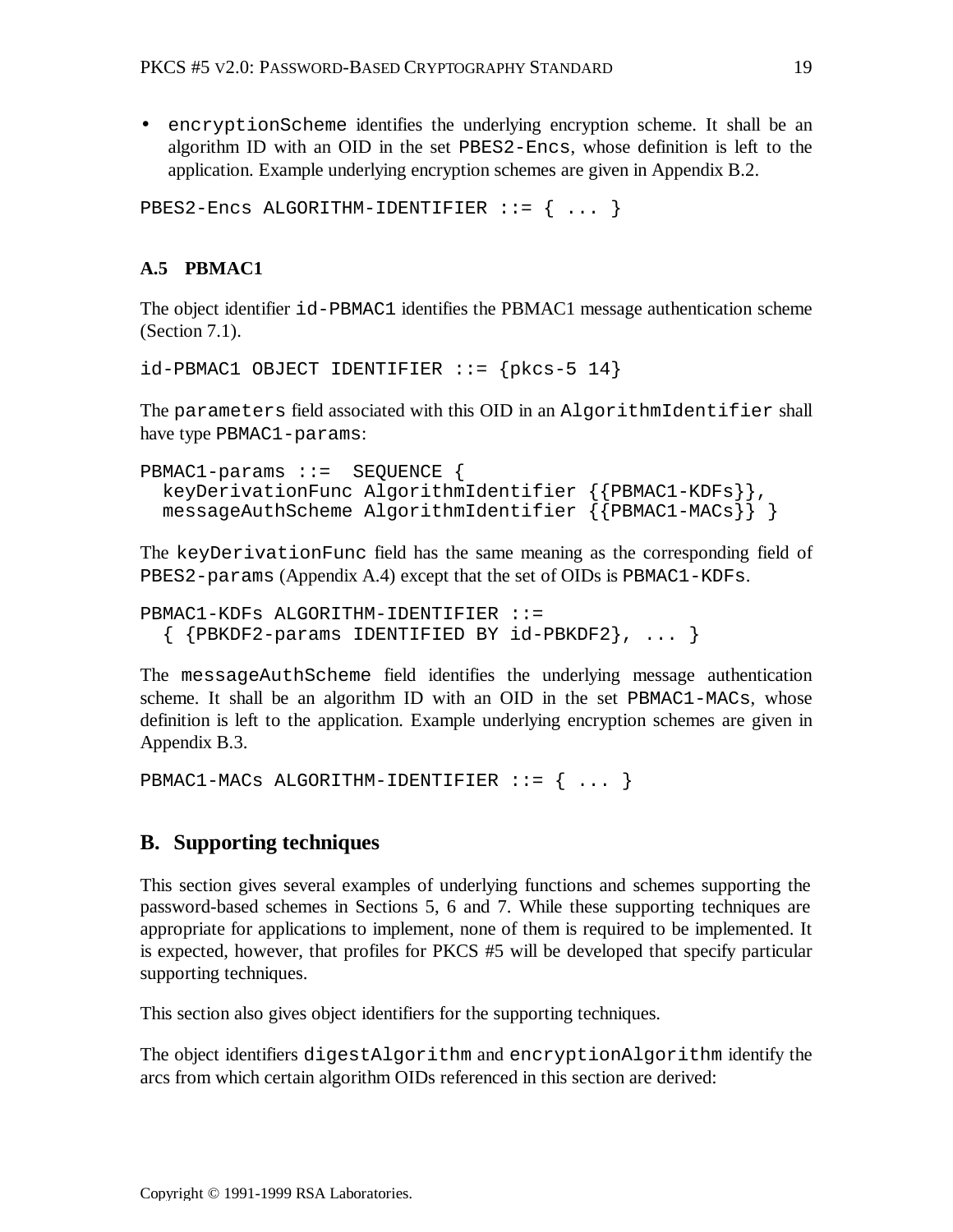- `encryptionScheme` identifies the underlying encryption scheme. It shall be an algorithm ID with an OID in the set `PBES2-Encs`, whose definition is left to the application. Example underlying encryption schemes are given in Appendix B.2.

```
PBES2-Encs ALGORITHM-IDENTIFIER ::= { ... }
```

### A.5 PBMAC1

The object identifier `id-PBMAC1` identifies the PBMAC1 message authentication scheme (Section 7.1).

```
id-PBMAC1 OBJECT IDENTIFIER ::= {pkcs-5 14}
```

The `parameters` field associated with this OID in an `AlgorithmIdentifier` shall have type `PBMAC1-params`:

```
PBMAC1-params ::=  SEQUENCE {
  keyDerivationFunc AlgorithmIdentifier {{PBMAC1-KDFs}},
  messageAuthScheme AlgorithmIdentifier {{PBMAC1-MACs}} }
```

The `keyDerivationFunc` field has the same meaning as the corresponding field of `PBES2-params` (Appendix A.4) except that the set of OIDs is `PBMAC1-KDFs`.

```
PBMAC1-KDFs ALGORITHM-IDENTIFIER ::=
  { {PBKDF2-params IDENTIFIED BY id-PBKDF2}, ... }
```

The `messageAuthScheme` field identifies the underlying message authentication scheme. It shall be an algorithm ID with an OID in the set `PBMAC1-MACs`, whose definition is left to the application. Example underlying encryption schemes are given in Appendix B.3.

```
PBMAC1-MACs ALGORITHM-IDENTIFIER ::= { ... }
```

## B. Supporting techniques

This section gives several examples of underlying functions and schemes supporting the password-based schemes in Sections 5, 6 and 7. While these supporting techniques are appropriate for applications to implement, none of them is required to be implemented. It is expected, however, that profiles for PKCS #5 will be developed that specify particular supporting techniques.

This section also gives object identifiers for the supporting techniques.

The object identifiers `digestAlgorithm` and `encryptionAlgorithm` identify the arcs from which certain algorithm OIDs referenced in this section are derived: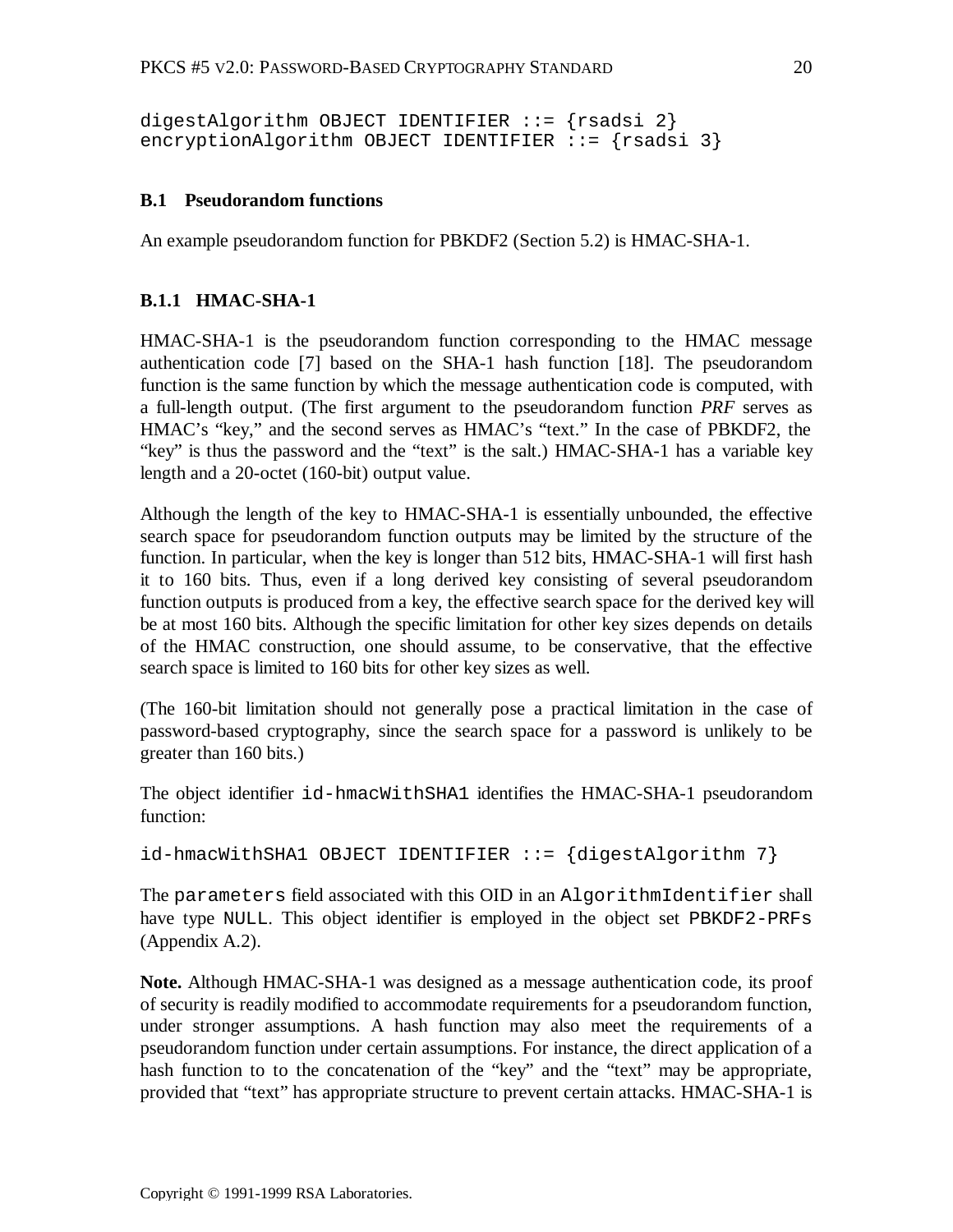```
digestAlgorithm OBJECT IDENTIFIER ::= {rsadsi 2}
encryptionAlgorithm OBJECT IDENTIFIER ::= {rsadsi 3}
```

## B.1 Pseudorandom functions

An example pseudorandom function for PBKDF2 (Section 5.2) is HMAC-SHA-1.

### B.1.1 HMAC-SHA-1

HMAC-SHA-1 is the pseudorandom function corresponding to the HMAC message authentication code [7] based on the SHA-1 hash function [18]. The pseudorandom function is the same function by which the message authentication code is computed, with a full-length output. (The first argument to the pseudorandom function *PRF* serves as HMAC's "key," and the second serves as HMAC's "text." In the case of PBKDF2, the "key" is thus the password and the "text" is the salt.) HMAC-SHA-1 has a variable key length and a 20-octet (160-bit) output value.

Although the length of the key to HMAC-SHA-1 is essentially unbounded, the effective search space for pseudorandom function outputs may be limited by the structure of the function. In particular, when the key is longer than 512 bits, HMAC-SHA-1 will first hash it to 160 bits. Thus, even if a long derived key consisting of several pseudorandom function outputs is produced from a key, the effective search space for the derived key will be at most 160 bits. Although the specific limitation for other key sizes depends on details of the HMAC construction, one should assume, to be conservative, that the effective search space is limited to 160 bits for other key sizes as well.

(The 160-bit limitation should not generally pose a practical limitation in the case of password-based cryptography, since the search space for a password is unlikely to be greater than 160 bits.)

The object identifier `id-hmacWithSHA1` identifies the HMAC-SHA-1 pseudorandom function:

```
id-hmacWithSHA1 OBJECT IDENTIFIER ::= {digestAlgorithm 7}
```

The `parameters` field associated with this OID in an `AlgorithmIdentifier` shall have type `NULL`. This object identifier is employed in the object set `PBKDF2-PRFs` (Appendix A.2).

**Note.** Although HMAC-SHA-1 was designed as a message authentication code, its proof of security is readily modified to accommodate requirements for a pseudorandom function, under stronger assumptions. A hash function may also meet the requirements of a pseudorandom function under certain assumptions. For instance, the direct application of a hash function to to the concatenation of the "key" and the "text" may be appropriate, provided that "text" has appropriate structure to prevent certain attacks. HMAC-SHA-1 is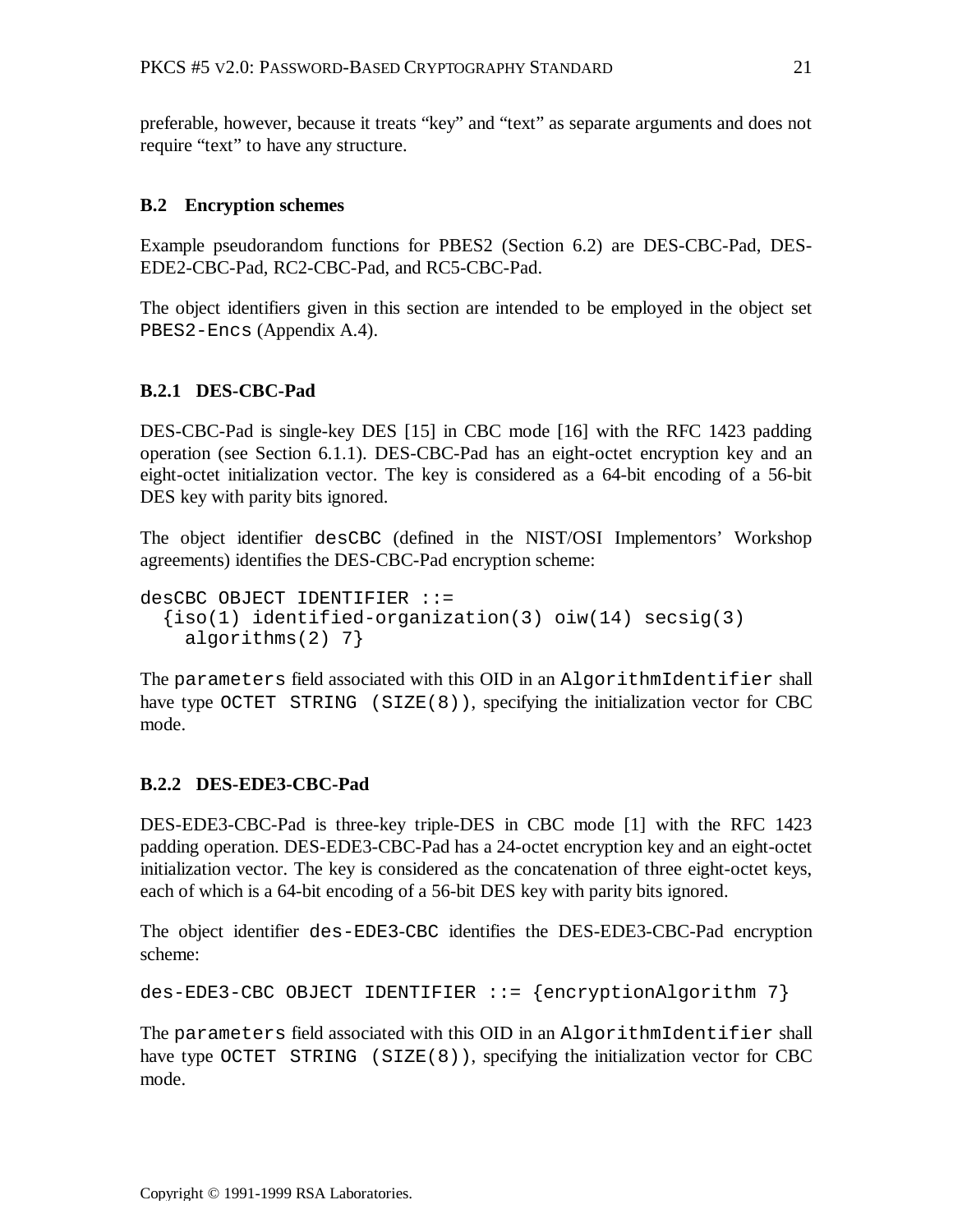preferable, however, because it treats "key" and "text" as separate arguments and does not require "text" to have any structure.

### B.2 Encryption schemes

Example pseudorandom functions for PBES2 (Section 6.2) are DES-CBC-Pad, DES-EDE2-CBC-Pad, RC2-CBC-Pad, and RC5-CBC-Pad.

The object identifiers given in this section are intended to be employed in the object set `PBES2-Encs` (Appendix A.4).

#### B.2.1 DES-CBC-Pad

DES-CBC-Pad is single-key DES [15] in CBC mode [16] with the RFC 1423 padding operation (see Section 6.1.1). DES-CBC-Pad has an eight-octet encryption key and an eight-octet initialization vector. The key is considered as a 64-bit encoding of a 56-bit DES key with parity bits ignored.

The object identifier `desCBC` (defined in the NIST/OSI Implementors' Workshop agreements) identifies the DES-CBC-Pad encryption scheme:

```
desCBC OBJECT IDENTIFIER ::=
  {iso(1) identified-organization(3) oiw(14) secsig(3)
    algorithms(2) 7}
```

The `parameters` field associated with this OID in an `AlgorithmIdentifier` shall have type `OCTET STRING (SIZE(8))`, specifying the initialization vector for CBC mode.

#### B.2.2 DES-EDE3-CBC-Pad

DES-EDE3-CBC-Pad is three-key triple-DES in CBC mode [1] with the RFC 1423 padding operation. DES-EDE3-CBC-Pad has a 24-octet encryption key and an eight-octet initialization vector. The key is considered as the concatenation of three eight-octet keys, each of which is a 64-bit encoding of a 56-bit DES key with parity bits ignored.

The object identifier `des-EDE3-CBC` identifies the DES-EDE3-CBC-Pad encryption scheme:

```
des-EDE3-CBC OBJECT IDENTIFIER ::= {encryptionAlgorithm 7}
```

The `parameters` field associated with this OID in an `AlgorithmIdentifier` shall have type `OCTET STRING (SIZE(8))`, specifying the initialization vector for CBC mode.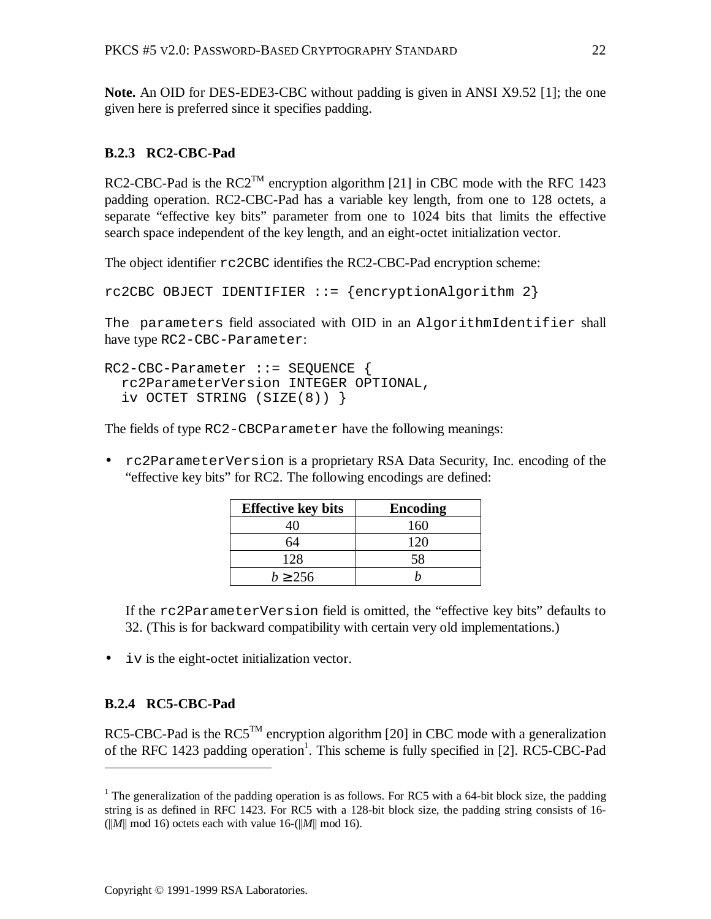**Note.** An OID for DES-EDE3-CBC without padding is given in ANSI X9.52 [1]; the one given here is preferred since it specifies padding.

### B.2.3 RC2-CBC-Pad

RC2-CBC-Pad is the RC2™ encryption algorithm [21] in CBC mode with the RFC 1423 padding operation. RC2-CBC-Pad has a variable key length, from one to 128 octets, a separate "effective key bits" parameter from one to 1024 bits that limits the effective search space independent of the key length, and an eight-octet initialization vector.

The object identifier `rc2CBC` identifies the RC2-CBC-Pad encryption scheme:

```
rc2CBC OBJECT IDENTIFIER ::= {encryptionAlgorithm 2}
```

The `parameters` field associated with OID in an `AlgorithmIdentifier` shall have type `RC2-CBC-Parameter`:

```
RC2-CBC-Parameter ::= SEQUENCE {
  rc2ParameterVersion INTEGER OPTIONAL,
  iv OCTET STRING (SIZE(8)) }
```

The fields of type `RC2-CBCParameter` have the following meanings:

- `rc2ParameterVersion` is a proprietary RSA Data Security, Inc. encoding of the "effective key bits" for RC2. The following encodings are defined:

| Effective key bits | Encoding |
|---|---|
| 40 | 160 |
| 64 | 120 |
| 128 | 58 |
| $b \geq 256$ | $b$ |

  If the `rc2ParameterVersion` field is omitted, the "effective key bits" defaults to 32. (This is for backward compatibility with certain very old implementations.)

- `iv` is the eight-octet initialization vector.

### B.2.4 RC5-CBC-Pad

RC5-CBC-Pad is the RC5™ encryption algorithm [20] in CBC mode with a generalization of the RFC 1423 padding operation[1]. This scheme is fully specified in [2]. RC5-CBC-Pad

[1] The generalization of the padding operation is as follows. For RC5 with a 64-bit block size, the padding string is as defined in RFC 1423. For RC5 with a 128-bit block size, the padding string consists of 16-($||M||$ mod 16) octets each with value 16-($||M||$ mod 16).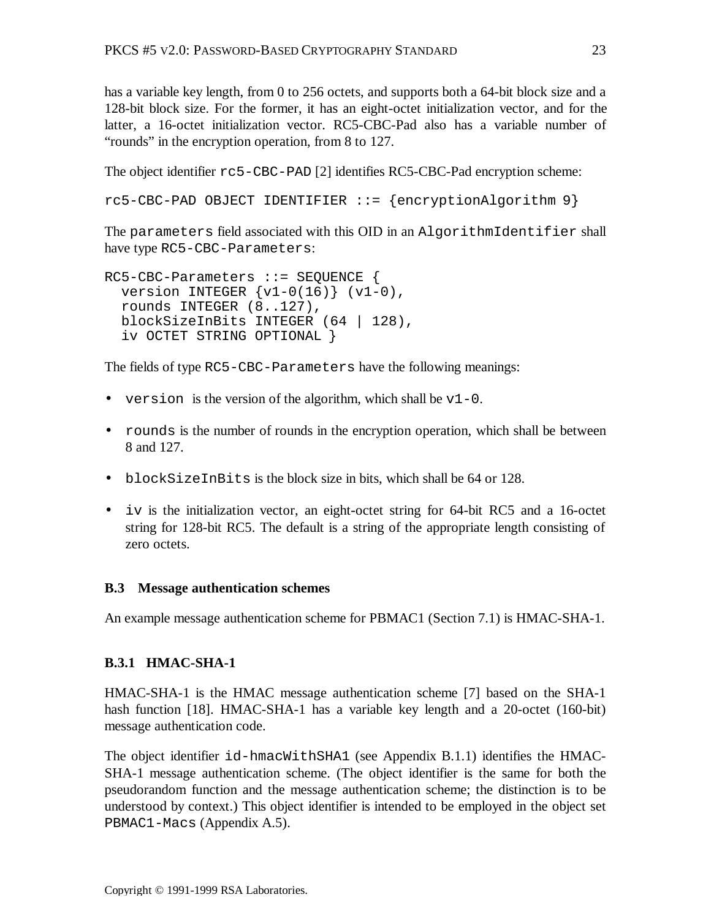has a variable key length, from 0 to 256 octets, and supports both a 64-bit block size and a 128-bit block size. For the former, it has an eight-octet initialization vector, and for the latter, a 16-octet initialization vector. RC5-CBC-Pad also has a variable number of "rounds" in the encryption operation, from 8 to 127.

The object identifier `rc5-CBC-PAD` [2] identifies RC5-CBC-Pad encryption scheme:

```
rc5-CBC-PAD OBJECT IDENTIFIER ::= {encryptionAlgorithm 9}
```

The `parameters` field associated with this OID in an `AlgorithmIdentifier` shall have type `RC5-CBC-Parameters`:

```
RC5-CBC-Parameters ::= SEQUENCE {
  version INTEGER {v1-0(16)} (v1-0),
  rounds INTEGER (8..127),
  blockSizeInBits INTEGER (64 | 128),
  iv OCTET STRING OPTIONAL }
```

The fields of type `RC5-CBC-Parameters` have the following meanings:

- `version` is the version of the algorithm, which shall be `v1-0`.
- `rounds` is the number of rounds in the encryption operation, which shall be between 8 and 127.
- `blockSizeInBits` is the block size in bits, which shall be 64 or 128.
- `iv` is the initialization vector, an eight-octet string for 64-bit RC5 and a 16-octet string for 128-bit RC5. The default is a string of the appropriate length consisting of zero octets.

### B.3 Message authentication schemes

An example message authentication scheme for PBMAC1 (Section 7.1) is HMAC-SHA-1.

#### B.3.1 HMAC-SHA-1

HMAC-SHA-1 is the HMAC message authentication scheme [7] based on the SHA-1 hash function [18]. HMAC-SHA-1 has a variable key length and a 20-octet (160-bit) message authentication code.

The object identifier `id-hmacWithSHA1` (see Appendix B.1.1) identifies the HMAC-SHA-1 message authentication scheme. (The object identifier is the same for both the pseudorandom function and the message authentication scheme; the distinction is to be understood by context.) This object identifier is intended to be employed in the object set `PBMAC1-Macs` (Appendix A.5).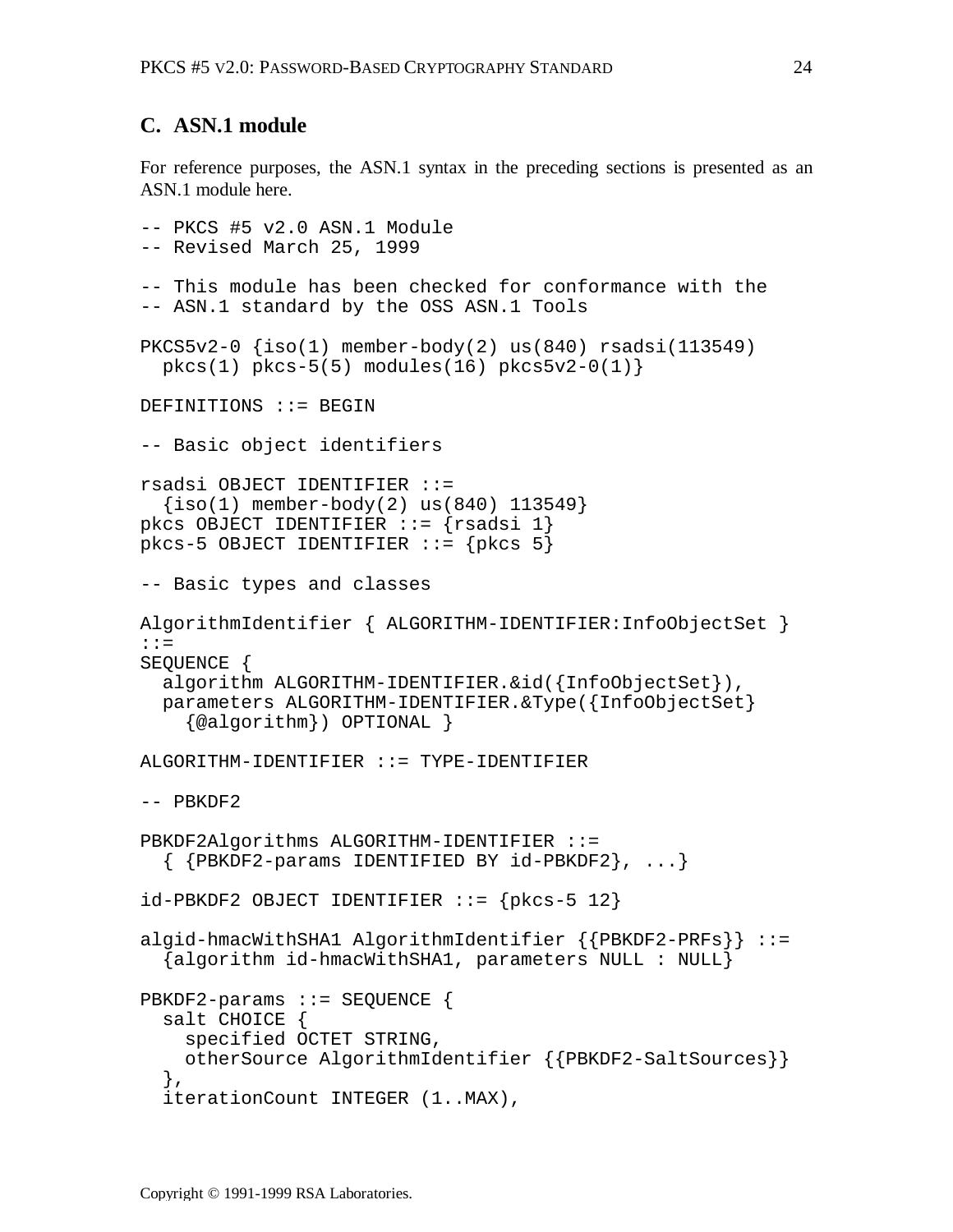## C. ASN.1 module

For reference purposes, the ASN.1 syntax in the preceding sections is presented as an ASN.1 module here.

```
-- PKCS #5 v2.0 ASN.1 Module
-- Revised March 25, 1999

-- This module has been checked for conformance with the
-- ASN.1 standard by the OSS ASN.1 Tools

PKCS5v2-0 {iso(1) member-body(2) us(840) rsadsi(113549)
  pkcs(1) pkcs-5(5) modules(16) pkcs5v2-0(1)}

DEFINITIONS ::= BEGIN

-- Basic object identifiers

rsadsi OBJECT IDENTIFIER ::=
  {iso(1) member-body(2) us(840) 113549}
pkcs OBJECT IDENTIFIER ::= {rsadsi 1}
pkcs-5 OBJECT IDENTIFIER ::= {pkcs 5}

-- Basic types and classes

AlgorithmIdentifier { ALGORITHM-IDENTIFIER:InfoObjectSet }
::=
SEQUENCE {
  algorithm ALGORITHM-IDENTIFIER.&id({InfoObjectSet}),
  parameters ALGORITHM-IDENTIFIER.&Type({InfoObjectSet}
    {@algorithm}) OPTIONAL }

ALGORITHM-IDENTIFIER ::= TYPE-IDENTIFIER

-- PBKDF2

PBKDF2Algorithms ALGORITHM-IDENTIFIER ::=
  { {PBKDF2-params IDENTIFIED BY id-PBKDF2}, ...}

id-PBKDF2 OBJECT IDENTIFIER ::= {pkcs-5 12}

algid-hmacWithSHA1 AlgorithmIdentifier {{PBKDF2-PRFs}} ::=
  {algorithm id-hmacWithSHA1, parameters NULL : NULL}

PBKDF2-params ::= SEQUENCE {
  salt CHOICE {
    specified OCTET STRING,
    otherSource AlgorithmIdentifier {{PBKDF2-SaltSources}}
  },
  iterationCount INTEGER (1..MAX),
```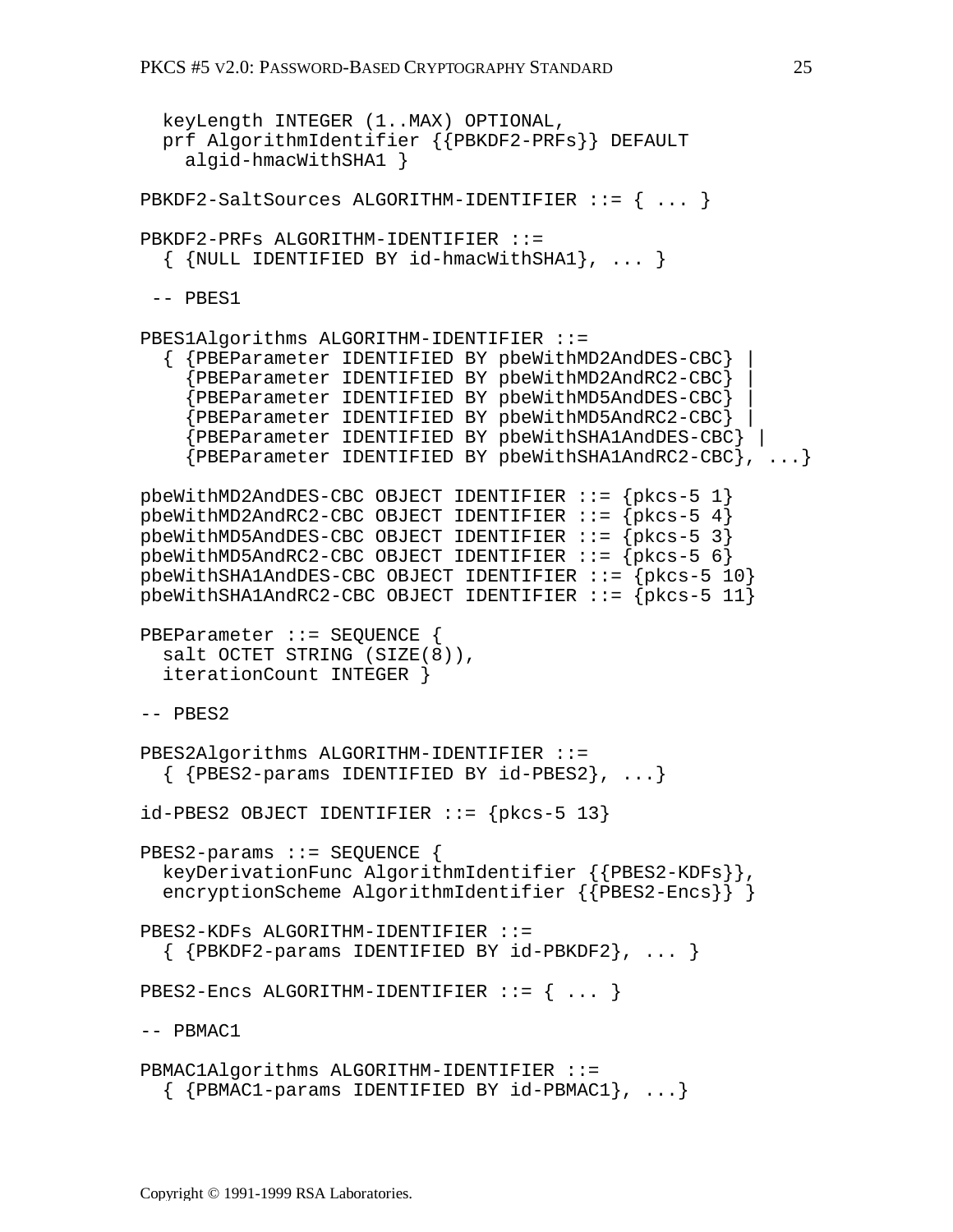```
  keyLength INTEGER (1..MAX) OPTIONAL,
  prf AlgorithmIdentifier {{PBKDF2-PRFs}} DEFAULT
    algid-hmacWithSHA1 }

PBKDF2-SaltSources ALGORITHM-IDENTIFIER ::= { ... }

PBKDF2-PRFs ALGORITHM-IDENTIFIER ::=
  { {NULL IDENTIFIED BY id-hmacWithSHA1}, ... }

 -- PBES1

PBES1Algorithms ALGORITHM-IDENTIFIER ::=
  { {PBEParameter IDENTIFIED BY pbeWithMD2AndDES-CBC} |
    {PBEParameter IDENTIFIED BY pbeWithMD2AndRC2-CBC} |
    {PBEParameter IDENTIFIED BY pbeWithMD5AndDES-CBC} |
    {PBEParameter IDENTIFIED BY pbeWithMD5AndRC2-CBC} |
    {PBEParameter IDENTIFIED BY pbeWithSHA1AndDES-CBC} |
    {PBEParameter IDENTIFIED BY pbeWithSHA1AndRC2-CBC}, ...}

pbeWithMD2AndDES-CBC OBJECT IDENTIFIER ::= {pkcs-5 1}
pbeWithMD2AndRC2-CBC OBJECT IDENTIFIER ::= {pkcs-5 4}
pbeWithMD5AndDES-CBC OBJECT IDENTIFIER ::= {pkcs-5 3}
pbeWithMD5AndRC2-CBC OBJECT IDENTIFIER ::= {pkcs-5 6}
pbeWithSHA1AndDES-CBC OBJECT IDENTIFIER ::= {pkcs-5 10}
pbeWithSHA1AndRC2-CBC OBJECT IDENTIFIER ::= {pkcs-5 11}

PBEParameter ::= SEQUENCE {
  salt OCTET STRING (SIZE(8)),
  iterationCount INTEGER }

-- PBES2

PBES2Algorithms ALGORITHM-IDENTIFIER ::=
  { {PBES2-params IDENTIFIED BY id-PBES2}, ...}

id-PBES2 OBJECT IDENTIFIER ::= {pkcs-5 13}

PBES2-params ::= SEQUENCE {
  keyDerivationFunc AlgorithmIdentifier {{PBES2-KDFs}},
  encryptionScheme AlgorithmIdentifier {{PBES2-Encs}} }

PBES2-KDFs ALGORITHM-IDENTIFIER ::=
  { {PBKDF2-params IDENTIFIED BY id-PBKDF2}, ... }

PBES2-Encs ALGORITHM-IDENTIFIER ::= { ... }

-- PBMAC1

PBMAC1Algorithms ALGORITHM-IDENTIFIER ::=
  { {PBMAC1-params IDENTIFIED BY id-PBMAC1}, ...}
```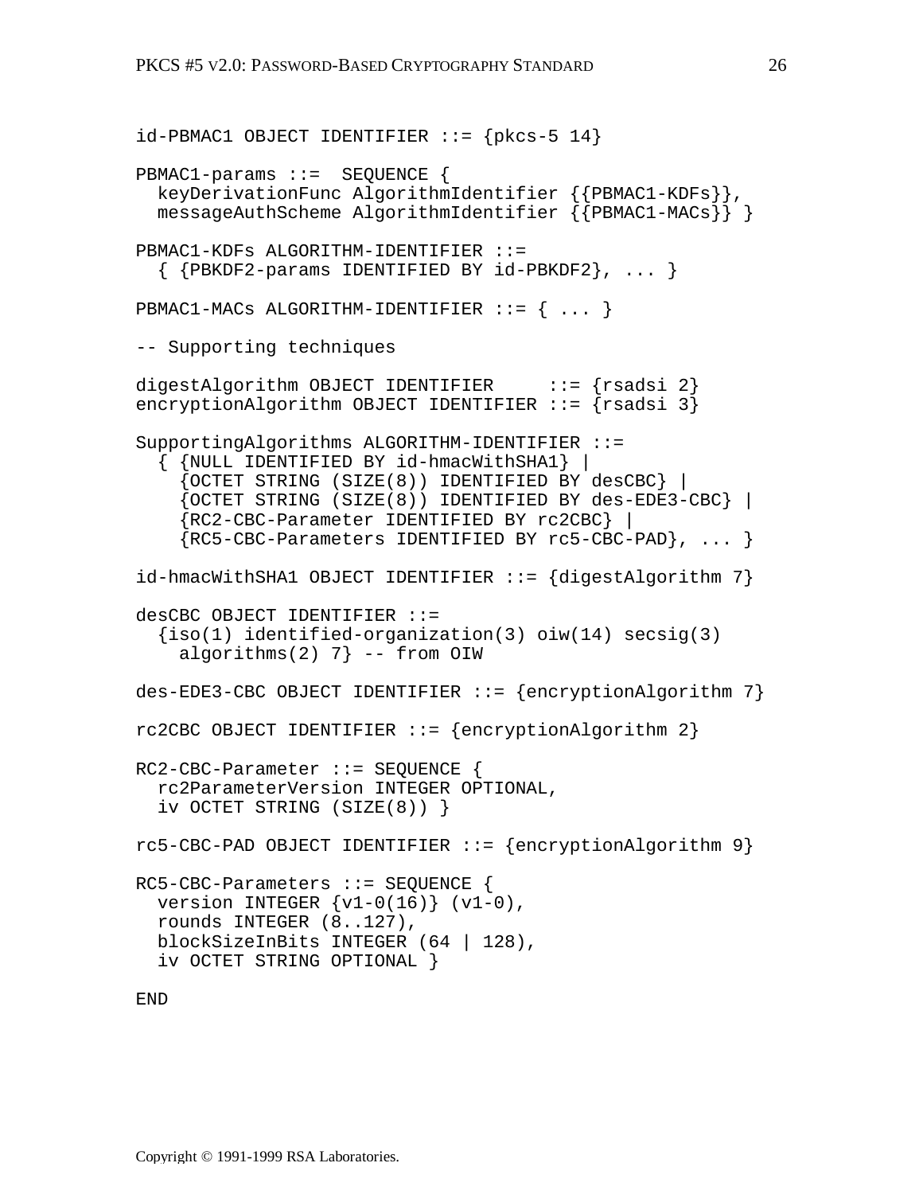```
id-PBMAC1 OBJECT IDENTIFIER ::= {pkcs-5 14}

PBMAC1-params ::=  SEQUENCE {
  keyDerivationFunc AlgorithmIdentifier {{PBMAC1-KDFs}},
  messageAuthScheme AlgorithmIdentifier {{PBMAC1-MACs}} }

PBMAC1-KDFs ALGORITHM-IDENTIFIER ::=
  { {PBKDF2-params IDENTIFIED BY id-PBKDF2}, ... }

PBMAC1-MACs ALGORITHM-IDENTIFIER ::= { ... }

-- Supporting techniques

digestAlgorithm OBJECT IDENTIFIER     ::= {rsadsi 2}
encryptionAlgorithm OBJECT IDENTIFIER ::= {rsadsi 3}

SupportingAlgorithms ALGORITHM-IDENTIFIER ::=
  { {NULL IDENTIFIED BY id-hmacWithSHA1} |
    {OCTET STRING (SIZE(8)) IDENTIFIED BY desCBC} |
    {OCTET STRING (SIZE(8)) IDENTIFIED BY des-EDE3-CBC} |
    {RC2-CBC-Parameter IDENTIFIED BY rc2CBC} |
    {RC5-CBC-Parameters IDENTIFIED BY rc5-CBC-PAD}, ... }

id-hmacWithSHA1 OBJECT IDENTIFIER ::= {digestAlgorithm 7}

desCBC OBJECT IDENTIFIER ::=
  {iso(1) identified-organization(3) oiw(14) secsig(3)
    algorithms(2) 7} -- from OIW

des-EDE3-CBC OBJECT IDENTIFIER ::= {encryptionAlgorithm 7}

rc2CBC OBJECT IDENTIFIER ::= {encryptionAlgorithm 2}

RC2-CBC-Parameter ::= SEQUENCE {
  rc2ParameterVersion INTEGER OPTIONAL,
  iv OCTET STRING (SIZE(8)) }

rc5-CBC-PAD OBJECT IDENTIFIER ::= {encryptionAlgorithm 9}

RC5-CBC-Parameters ::= SEQUENCE {
  version INTEGER {v1-0(16)} (v1-0),
  rounds INTEGER (8..127),
  blockSizeInBits INTEGER (64 | 128),
  iv OCTET STRING OPTIONAL }

END
```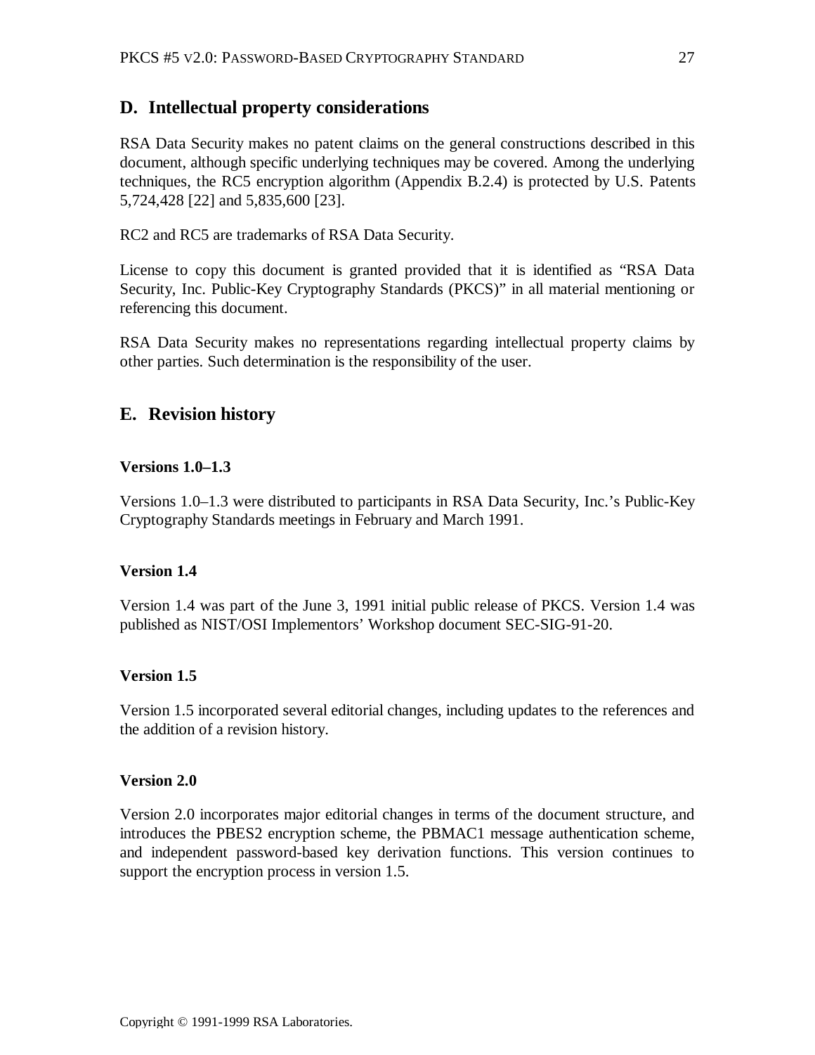## D. Intellectual property considerations

RSA Data Security makes no patent claims on the general constructions described in this document, although specific underlying techniques may be covered. Among the underlying techniques, the RC5 encryption algorithm (Appendix B.2.4) is protected by U.S. Patents 5,724,428 [22] and 5,835,600 [23].

RC2 and RC5 are trademarks of RSA Data Security.

License to copy this document is granted provided that it is identified as "RSA Data Security, Inc. Public-Key Cryptography Standards (PKCS)" in all material mentioning or referencing this document.

RSA Data Security makes no representations regarding intellectual property claims by other parties. Such determination is the responsibility of the user.

## E. Revision history

### Versions 1.0–1.3

Versions 1.0–1.3 were distributed to participants in RSA Data Security, Inc.'s Public-Key Cryptography Standards meetings in February and March 1991.

### Version 1.4

Version 1.4 was part of the June 3, 1991 initial public release of PKCS. Version 1.4 was published as NIST/OSI Implementors' Workshop document SEC-SIG-91-20.

### Version 1.5

Version 1.5 incorporated several editorial changes, including updates to the references and the addition of a revision history.

### Version 2.0

Version 2.0 incorporates major editorial changes in terms of the document structure, and introduces the PBES2 encryption scheme, the PBMAC1 message authentication scheme, and independent password-based key derivation functions. This version continues to support the encryption process in version 1.5.

Copyright © 1991-1999 RSA Laboratories.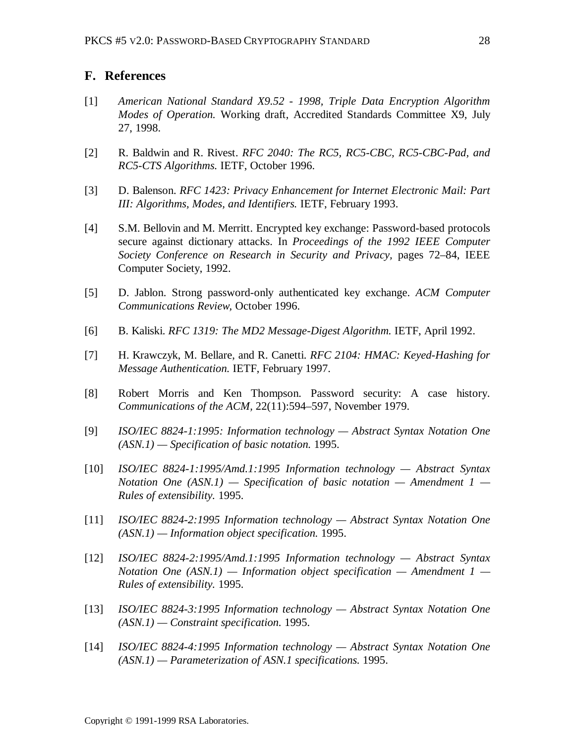## F. References

[1] *American National Standard X9.52 - 1998, Triple Data Encryption Algorithm Modes of Operation.* Working draft, Accredited Standards Committee X9, July 27, 1998.

[2] R. Baldwin and R. Rivest. *RFC 2040: The RC5, RC5-CBC, RC5-CBC-Pad, and RC5-CTS Algorithms.* IETF, October 1996.

[3] D. Balenson. *RFC 1423: Privacy Enhancement for Internet Electronic Mail: Part III: Algorithms, Modes, and Identifiers.* IETF, February 1993.

[4] S.M. Bellovin and M. Merritt. Encrypted key exchange: Password-based protocols secure against dictionary attacks. In *Proceedings of the 1992 IEEE Computer Society Conference on Research in Security and Privacy*, pages 72–84, IEEE Computer Society, 1992.

[5] D. Jablon. Strong password-only authenticated key exchange. *ACM Computer Communications Review*, October 1996.

[6] B. Kaliski. *RFC 1319: The MD2 Message-Digest Algorithm.* IETF, April 1992.

[7] H. Krawczyk, M. Bellare, and R. Canetti. *RFC 2104: HMAC: Keyed-Hashing for Message Authentication.* IETF, February 1997.

[8] Robert Morris and Ken Thompson. Password security: A case history. *Communications of the ACM*, 22(11):594–597, November 1979.

[9] *ISO/IEC 8824-1:1995: Information technology — Abstract Syntax Notation One (ASN.1) — Specification of basic notation.* 1995.

[10] *ISO/IEC 8824-1:1995/Amd.1:1995 Information technology — Abstract Syntax Notation One (ASN.1) — Specification of basic notation — Amendment 1 — Rules of extensibility.* 1995.

[11] *ISO/IEC 8824-2:1995 Information technology — Abstract Syntax Notation One (ASN.1) — Information object specification.* 1995.

[12] *ISO/IEC 8824-2:1995/Amd.1:1995 Information technology — Abstract Syntax Notation One (ASN.1) — Information object specification — Amendment 1 — Rules of extensibility.* 1995.

[13] *ISO/IEC 8824-3:1995 Information technology — Abstract Syntax Notation One (ASN.1) — Constraint specification.* 1995.

[14] *ISO/IEC 8824-4:1995 Information technology — Abstract Syntax Notation One (ASN.1) — Parameterization of ASN.1 specifications.* 1995.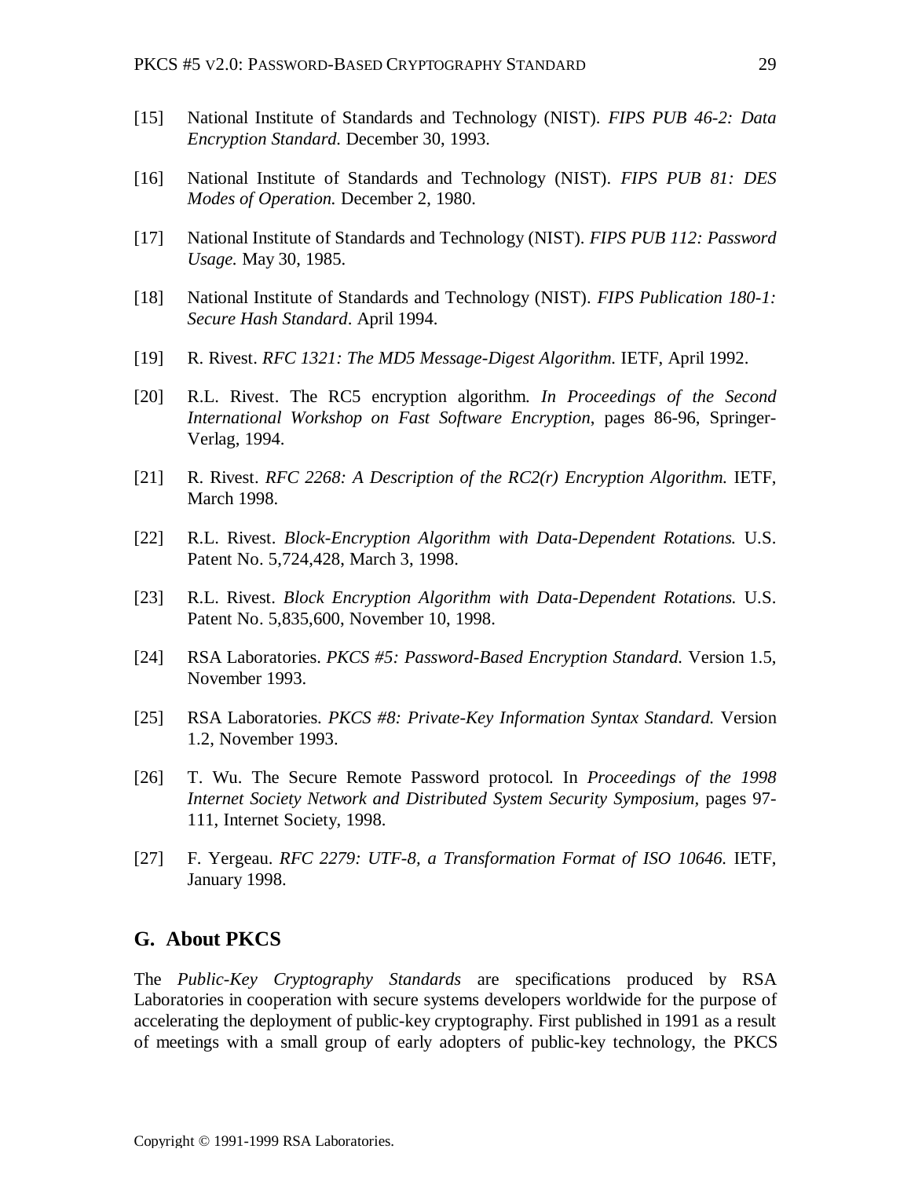[15] National Institute of Standards and Technology (NIST). *FIPS PUB 46-2: Data Encryption Standard.* December 30, 1993.

[16] National Institute of Standards and Technology (NIST). *FIPS PUB 81: DES Modes of Operation.* December 2, 1980.

[17] National Institute of Standards and Technology (NIST). *FIPS PUB 112: Password Usage.* May 30, 1985.

[18] National Institute of Standards and Technology (NIST). *FIPS Publication 180-1: Secure Hash Standard*. April 1994.

[19] R. Rivest. *RFC 1321: The MD5 Message-Digest Algorithm.* IETF, April 1992.

[20] R.L. Rivest. The RC5 encryption algorithm. *In Proceedings of the Second International Workshop on Fast Software Encryption*, pages 86-96, Springer-Verlag, 1994.

[21] R. Rivest. *RFC 2268: A Description of the RC2(r) Encryption Algorithm.* IETF, March 1998.

[22] R.L. Rivest. *Block-Encryption Algorithm with Data-Dependent Rotations.* U.S. Patent No. 5,724,428, March 3, 1998.

[23] R.L. Rivest. *Block Encryption Algorithm with Data-Dependent Rotations.* U.S. Patent No. 5,835,600, November 10, 1998.

[24] RSA Laboratories. *PKCS #5: Password-Based Encryption Standard.* Version 1.5, November 1993.

[25] RSA Laboratories. *PKCS #8: Private-Key Information Syntax Standard.* Version 1.2, November 1993.

[26] T. Wu. The Secure Remote Password protocol. In *Proceedings of the 1998 Internet Society Network and Distributed System Security Symposium*, pages 97-111, Internet Society, 1998.

[27] F. Yergeau. *RFC 2279: UTF-8, a Transformation Format of ISO 10646.* IETF, January 1998.

## G. About PKCS

The *Public-Key Cryptography Standards* are specifications produced by RSA Laboratories in cooperation with secure systems developers worldwide for the purpose of accelerating the deployment of public-key cryptography. First published in 1991 as a result of meetings with a small group of early adopters of public-key technology, the PKCS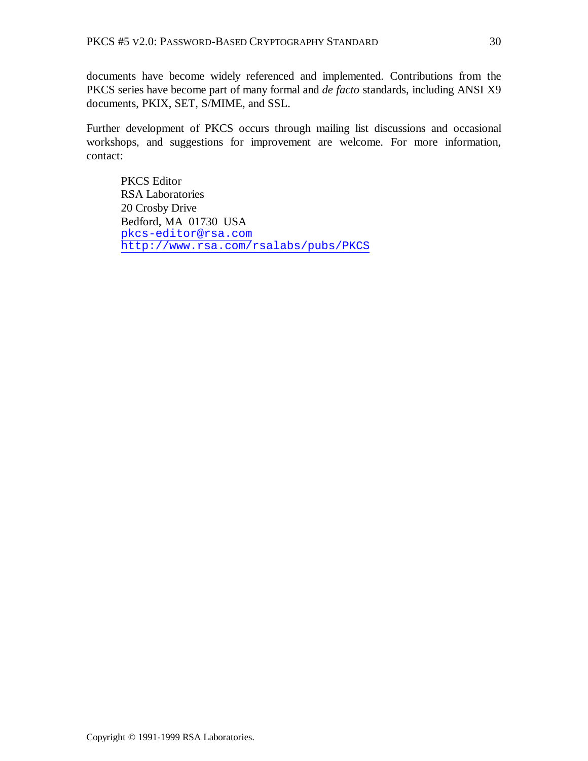documents have become widely referenced and implemented. Contributions from the PKCS series have become part of many formal and *de facto* standards, including ANSI X9 documents, PKIX, SET, S/MIME, and SSL.

Further development of PKCS occurs through mailing list discussions and occasional workshops, and suggestions for improvement are welcome. For more information, contact:

> PKCS Editor
> RSA Laboratories
> 20 Crosby Drive
> Bedford, MA 01730 USA
> `pkcs-editor@rsa.com`
> `http://www.rsa.com/rsalabs/pubs/PKCS`

Copyright © 1991-1999 RSA Laboratories.